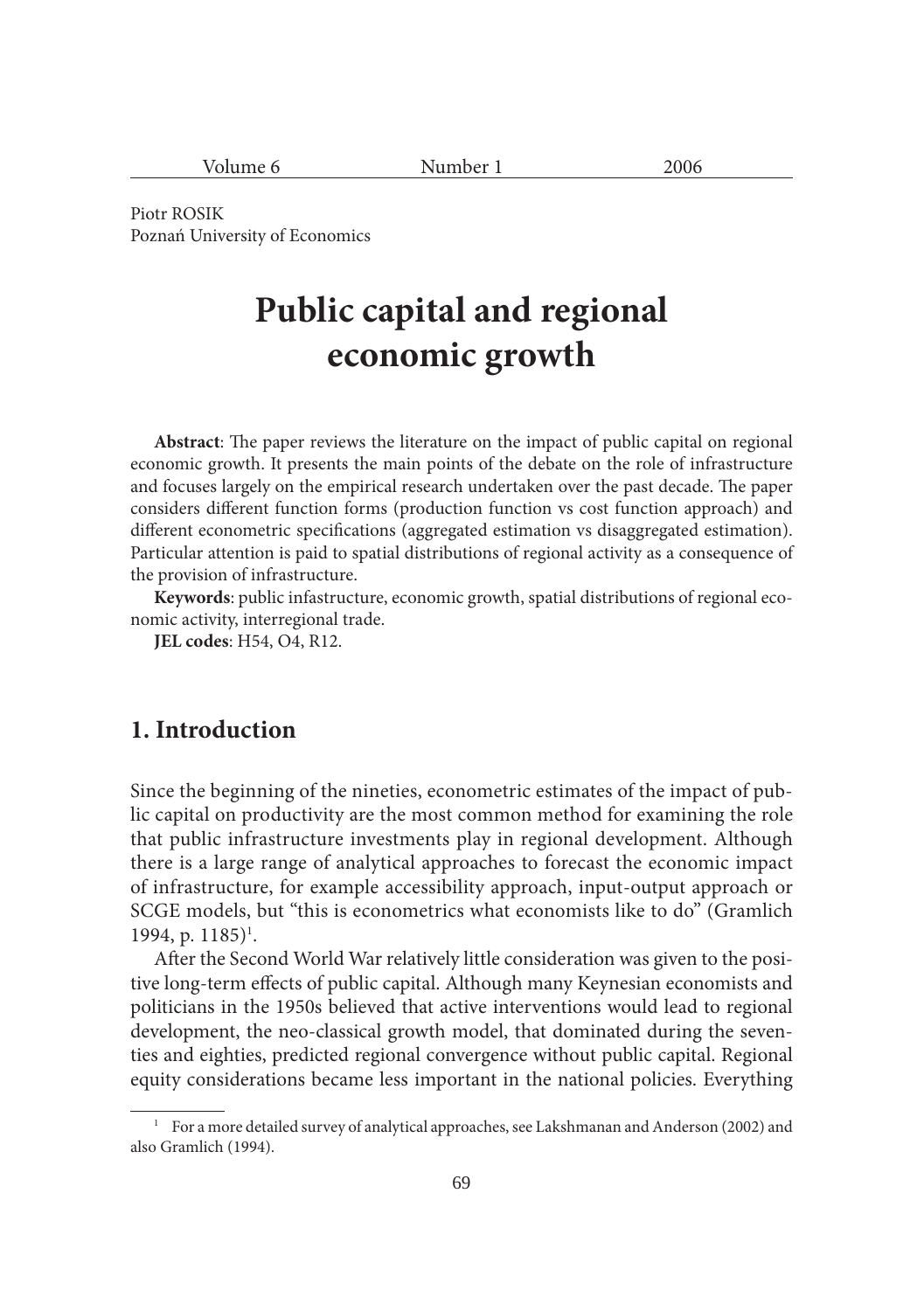Piotr ROSIK
Poznań University of Economics

# Public capital and regional economic growth

**Abstract**: The paper reviews the literature on the impact of public capital on regional economic growth. It presents the main points of the debate on the role of infrastructure and focuses largely on the empirical research undertaken over the past decade. The paper considers different function forms (production function vs cost function approach) and different econometric specifications (aggregated estimation vs disaggregated estimation). Particular attention is paid to spatial distributions of regional activity as a consequence of the provision of infrastructure.

**Keywords**: public infastructure, economic growth, spatial distributions of regional economic activity, interregional trade.

**JEL codes**: H54, O4, R12.

## 1. Introduction

Since the beginning of the nineties, econometric estimates of the impact of public capital on productivity are the most common method for examining the role that public infrastructure investments play in regional development. Although there is a large range of analytical approaches to forecast the economic impact of infrastructure, for example accessibility approach, input-output approach or SCGE models, but "this is econometrics what economists like to do" (Gramlich 1994, p. 1185)[1].

After the Second World War relatively little consideration was given to the positive long-term effects of public capital. Although many Keynesian economists and politicians in the 1950s believed that active interventions would lead to regional development, the neo-classical growth model, that dominated during the seventies and eighties, predicted regional convergence without public capital. Regional equity considerations became less important in the national policies. Everything

[1] For a more detailed survey of analytical approaches, see Lakshmanan and Anderson (2002) and also Gramlich (1994).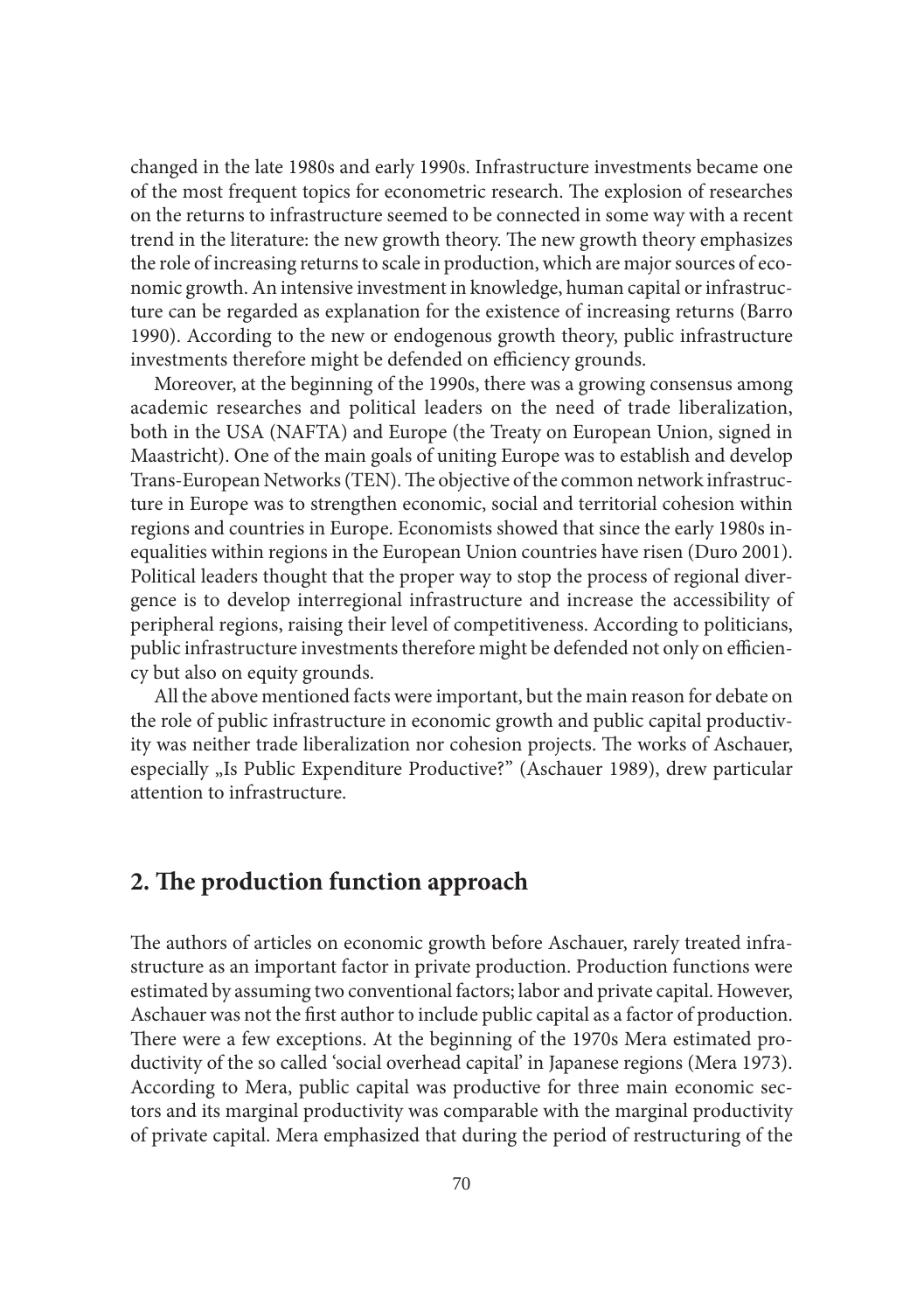changed in the late 1980s and early 1990s. Infrastructure investments became one of the most frequent topics for econometric research. The explosion of researches on the returns to infrastructure seemed to be connected in some way with a recent trend in the literature: the new growth theory. The new growth theory emphasizes the role of increasing returns to scale in production, which are major sources of economic growth. An intensive investment in knowledge, human capital or infrastructure can be regarded as explanation for the existence of increasing returns (Barro 1990). According to the new or endogenous growth theory, public infrastructure investments therefore might be defended on efficiency grounds.

Moreover, at the beginning of the 1990s, there was a growing consensus among academic researches and political leaders on the need of trade liberalization, both in the USA (NAFTA) and Europe (the Treaty on European Union, signed in Maastricht). One of the main goals of uniting Europe was to establish and develop Trans-European Networks (TEN). The objective of the common network infrastructure in Europe was to strengthen economic, social and territorial cohesion within regions and countries in Europe. Economists showed that since the early 1980s inequalities within regions in the European Union countries have risen (Duro 2001). Political leaders thought that the proper way to stop the process of regional divergence is to develop interregional infrastructure and increase the accessibility of peripheral regions, raising their level of competitiveness. According to politicians, public infrastructure investments therefore might be defended not only on efficiency but also on equity grounds.

All the above mentioned facts were important, but the main reason for debate on the role of public infrastructure in economic growth and public capital productivity was neither trade liberalization nor cohesion projects. The works of Aschauer, especially „Is Public Expenditure Productive?" (Aschauer 1989), drew particular attention to infrastructure.

## 2. The production function approach

The authors of articles on economic growth before Aschauer, rarely treated infrastructure as an important factor in private production. Production functions were estimated by assuming two conventional factors; labor and private capital. However, Aschauer was not the first author to include public capital as a factor of production. There were a few exceptions. At the beginning of the 1970s Mera estimated productivity of the so called 'social overhead capital' in Japanese regions (Mera 1973). According to Mera, public capital was productive for three main economic sectors and its marginal productivity was comparable with the marginal productivity of private capital. Mera emphasized that during the period of restructuring of the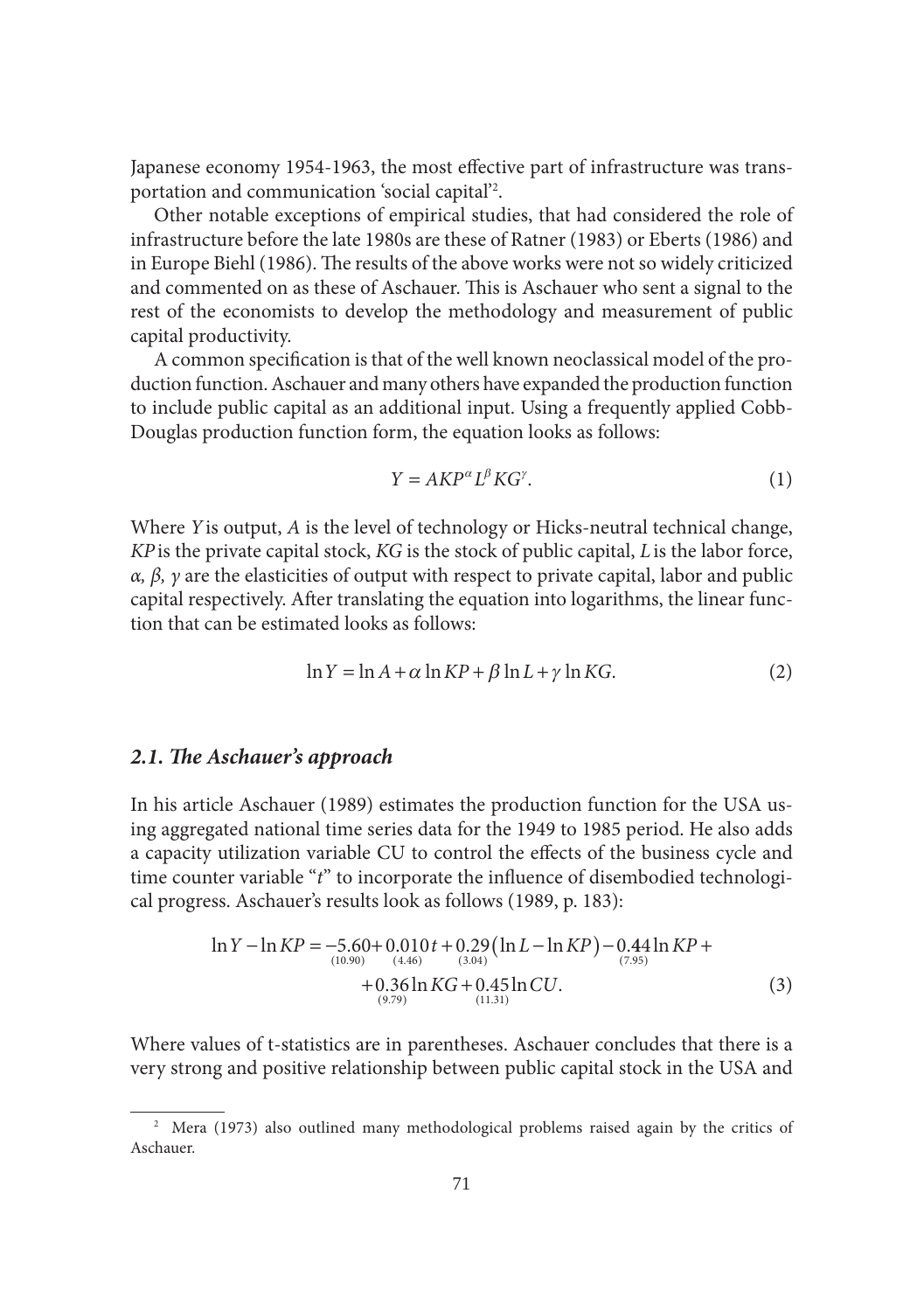Japanese economy 1954-1963, the most effective part of infrastructure was transportation and communication 'social capital'[2].

Other notable exceptions of empirical studies, that had considered the role of infrastructure before the late 1980s are these of Ratner (1983) or Eberts (1986) and in Europe Biehl (1986). The results of the above works were not so widely criticized and commented on as these of Aschauer. This is Aschauer who sent a signal to the rest of the economists to develop the methodology and measurement of public capital productivity.

A common specification is that of the well known neoclassical model of the production function. Aschauer and many others have expanded the production function to include public capital as an additional input. Using a frequently applied Cobb-Douglas production function form, the equation looks as follows:

$$Y = AKP^{\alpha} L^{\beta} KG^{\gamma}. \tag{1}$$

Where $Y$ is output, $A$ is the level of technology or Hicks-neutral technical change, $KP$ is the private capital stock, $KG$ is the stock of public capital, $L$ is the labor force, $\alpha$, $\beta$, $\gamma$ are the elasticities of output with respect to private capital, labor and public capital respectively. After translating the equation into logarithms, the linear function that can be estimated looks as follows:

$$\ln Y = \ln A + \alpha \ln KP + \beta \ln L + \gamma \ln KG. \tag{2}$$

### *2.1. The Aschauer's approach*

In his article Aschauer (1989) estimates the production function for the USA using aggregated national time series data for the 1949 to 1985 period. He also adds a capacity utilization variable CU to control the effects of the business cycle and time counter variable "$t$" to incorporate the influence of disembodied technological progress. Aschauer's results look as follows (1989, p. 183):

$$\begin{aligned}\ln Y - \ln KP = &\underset{(10.90)}{-5.60} + \underset{(4.46)}{0.010}t + \underset{(3.04)}{0.29}(\ln L - \ln KP) - \underset{(7.95)}{0.44}\ln KP + \\ &+ \underset{(9.79)}{0.36}\ln KG + \underset{(11.31)}{0.45}\ln CU.\end{aligned} \tag{3}$$

Where values of t-statistics are in parentheses. Aschauer concludes that there is a very strong and positive relationship between public capital stock in the USA and

[2] Mera (1973) also outlined many methodological problems raised again by the critics of Aschauer.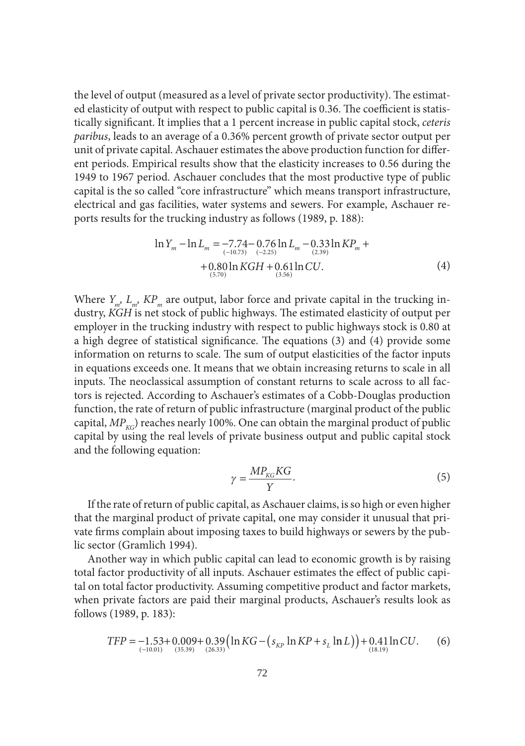the level of output (measured as a level of private sector productivity). The estimated elasticity of output with respect to public capital is 0.36. The coefficient is statistically significant. It implies that a 1 percent increase in public capital stock, *ceteris paribus*, leads to an average of a 0.36% percent growth of private sector output per unit of private capital. Aschauer estimates the above production function for different periods. Empirical results show that the elasticity increases to 0.56 during the 1949 to 1967 period. Aschauer concludes that the most productive type of public capital is the so called "core infrastructure" which means transport infrastructure, electrical and gas facilities, water systems and sewers. For example, Aschauer reports results for the trucking industry as follows (1989, p. 188):

$$\ln Y_m - \ln L_m = \underset{(-10.73)}{-7.74} - \underset{(-2.25)}{0.76} \ln L_m - \underset{(2.39)}{0.33} \ln KP_m + \\ + \underset{(5.70)}{0.80} \ln KGH + \underset{(3.56)}{0.61} \ln CU. \tag{4}$$

Where $Y_m$, $L_m$, $KP_m$ are output, labor force and private capital in the trucking industry, $KGH$ is net stock of public highways. The estimated elasticity of output per employer in the trucking industry with respect to public highways stock is 0.80 at a high degree of statistical significance. The equations (3) and (4) provide some information on returns to scale. The sum of output elasticities of the factor inputs in equations exceeds one. It means that we obtain increasing returns to scale in all inputs. The neoclassical assumption of constant returns to scale across to all factors is rejected. According to Aschauer's estimates of a Cobb-Douglas production function, the rate of return of public infrastructure (marginal product of the public capital, $MP_{KG}$) reaches nearly 100%. One can obtain the marginal product of public capital by using the real levels of private business output and public capital stock and the following equation:

$$\gamma = \frac{MP_{KG} KG}{Y}. \tag{5}$$

If the rate of return of public capital, as Aschauer claims, is so high or even higher that the marginal product of private capital, one may consider it unusual that private firms complain about imposing taxes to build highways or sewers by the public sector (Gramlich 1994).

Another way in which public capital can lead to economic growth is by raising total factor productivity of all inputs. Aschauer estimates the effect of public capital on total factor productivity. Assuming competitive product and factor markets, when private factors are paid their marginal products, Aschauer's results look as follows (1989, p. 183):

$$TFP = \underset{(-10.01)}{-1.53} + \underset{(35.39)}{0.009} + \underset{(26.33)}{0.39} \left( \ln KG - \left( s_{KP} \ln KP + s_L \ln L \right) \right) + \underset{(18.19)}{0.41} \ln CU. \tag{6}$$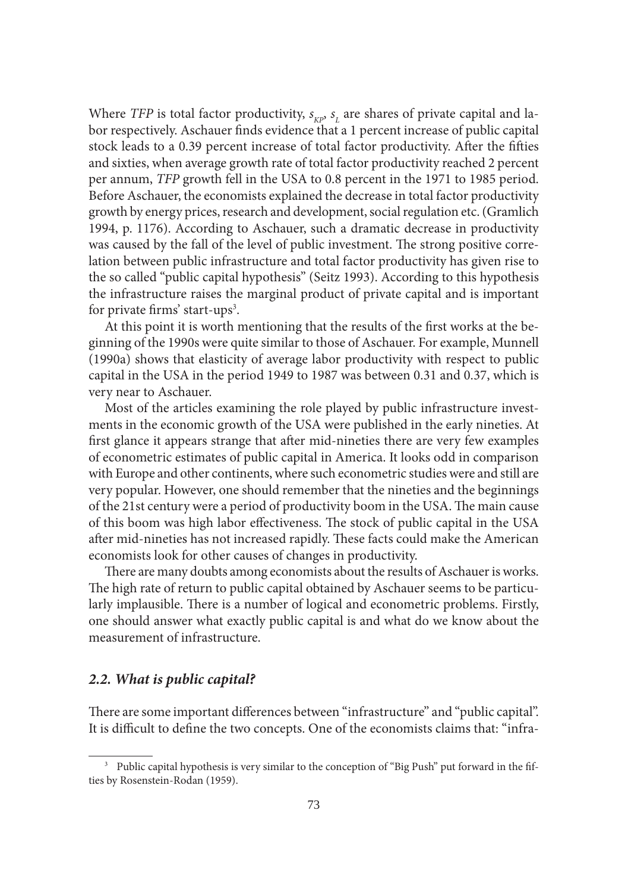Where *TFP* is total factor productivity, $s_{KP}$, $s_L$ are shares of private capital and labor respectively. Aschauer finds evidence that a 1 percent increase of public capital stock leads to a 0.39 percent increase of total factor productivity. After the fifties and sixties, when average growth rate of total factor productivity reached 2 percent per annum, *TFP* growth fell in the USA to 0.8 percent in the 1971 to 1985 period. Before Aschauer, the economists explained the decrease in total factor productivity growth by energy prices, research and development, social regulation etc. (Gramlich 1994, p. 1176). According to Aschauer, such a dramatic decrease in productivity was caused by the fall of the level of public investment. The strong positive correlation between public infrastructure and total factor productivity has given rise to the so called "public capital hypothesis" (Seitz 1993). According to this hypothesis the infrastructure raises the marginal product of private capital and is important for private firms' start-ups[3].

At this point it is worth mentioning that the results of the first works at the beginning of the 1990s were quite similar to those of Aschauer. For example, Munnell (1990a) shows that elasticity of average labor productivity with respect to public capital in the USA in the period 1949 to 1987 was between 0.31 and 0.37, which is very near to Aschauer.

Most of the articles examining the role played by public infrastructure investments in the economic growth of the USA were published in the early nineties. At first glance it appears strange that after mid-nineties there are very few examples of econometric estimates of public capital in America. It looks odd in comparison with Europe and other continents, where such econometric studies were and still are very popular. However, one should remember that the nineties and the beginnings of the 21st century were a period of productivity boom in the USA. The main cause of this boom was high labor effectiveness. The stock of public capital in the USA after mid-nineties has not increased rapidly. These facts could make the American economists look for other causes of changes in productivity.

There are many doubts among economists about the results of Aschauer is works. The high rate of return to public capital obtained by Aschauer seems to be particularly implausible. There is a number of logical and econometric problems. Firstly, one should answer what exactly public capital is and what do we know about the measurement of infrastructure.

### *2.2. What is public capital?*

There are some important differences between "infrastructure" and "public capital". It is difficult to define the two concepts. One of the economists claims that: "infra-

[3] Public capital hypothesis is very similar to the conception of "Big Push" put forward in the fifties by Rosenstein-Rodan (1959).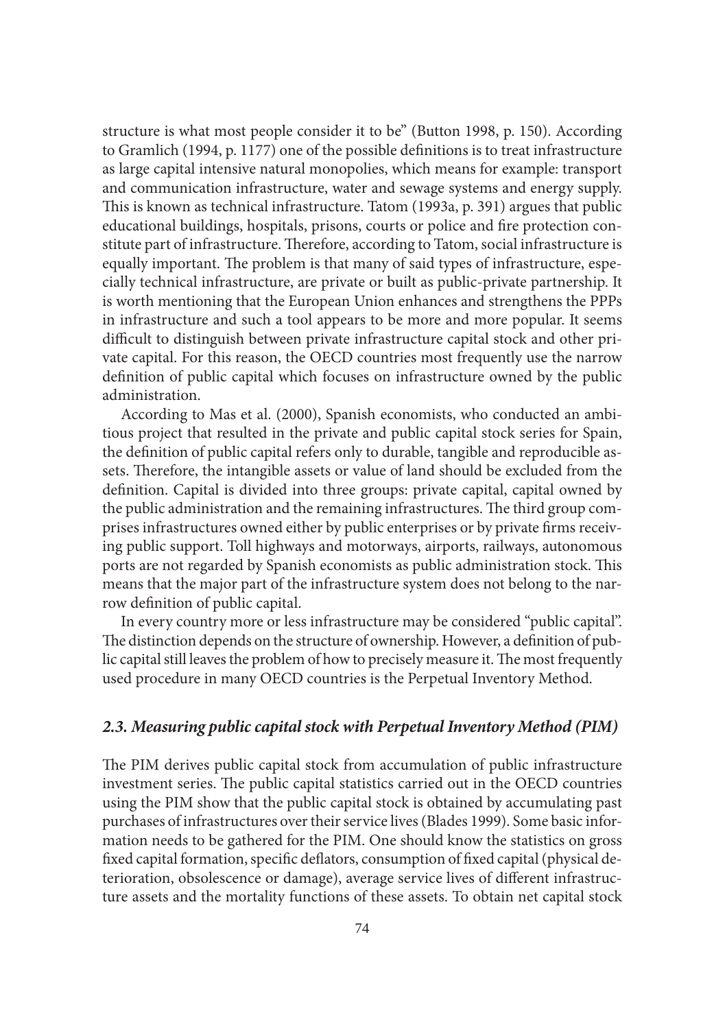structure is what most people consider it to be" (Button 1998, p. 150). According to Gramlich (1994, p. 1177) one of the possible definitions is to treat infrastructure as large capital intensive natural monopolies, which means for example: transport and communication infrastructure, water and sewage systems and energy supply. This is known as technical infrastructure. Tatom (1993a, p. 391) argues that public educational buildings, hospitals, prisons, courts or police and fire protection constitute part of infrastructure. Therefore, according to Tatom, social infrastructure is equally important. The problem is that many of said types of infrastructure, especially technical infrastructure, are private or built as public-private partnership. It is worth mentioning that the European Union enhances and strengthens the PPPs in infrastructure and such a tool appears to be more and more popular. It seems difficult to distinguish between private infrastructure capital stock and other private capital. For this reason, the OECD countries most frequently use the narrow definition of public capital which focuses on infrastructure owned by the public administration.

According to Mas et al. (2000), Spanish economists, who conducted an ambitious project that resulted in the private and public capital stock series for Spain, the definition of public capital refers only to durable, tangible and reproducible assets. Therefore, the intangible assets or value of land should be excluded from the definition. Capital is divided into three groups: private capital, capital owned by the public administration and the remaining infrastructures. The third group comprises infrastructures owned either by public enterprises or by private firms receiving public support. Toll highways and motorways, airports, railways, autonomous ports are not regarded by Spanish economists as public administration stock. This means that the major part of the infrastructure system does not belong to the narrow definition of public capital.

In every country more or less infrastructure may be considered "public capital". The distinction depends on the structure of ownership. However, a definition of public capital still leaves the problem of how to precisely measure it. The most frequently used procedure in many OECD countries is the Perpetual Inventory Method.

### *2.3. Measuring public capital stock with Perpetual Inventory Method (PIM)*

The PIM derives public capital stock from accumulation of public infrastructure investment series. The public capital statistics carried out in the OECD countries using the PIM show that the public capital stock is obtained by accumulating past purchases of infrastructures over their service lives (Blades 1999). Some basic information needs to be gathered for the PIM. One should know the statistics on gross fixed capital formation, specific deflators, consumption of fixed capital (physical deterioration, obsolescence or damage), average service lives of different infrastructure assets and the mortality functions of these assets. To obtain net capital stock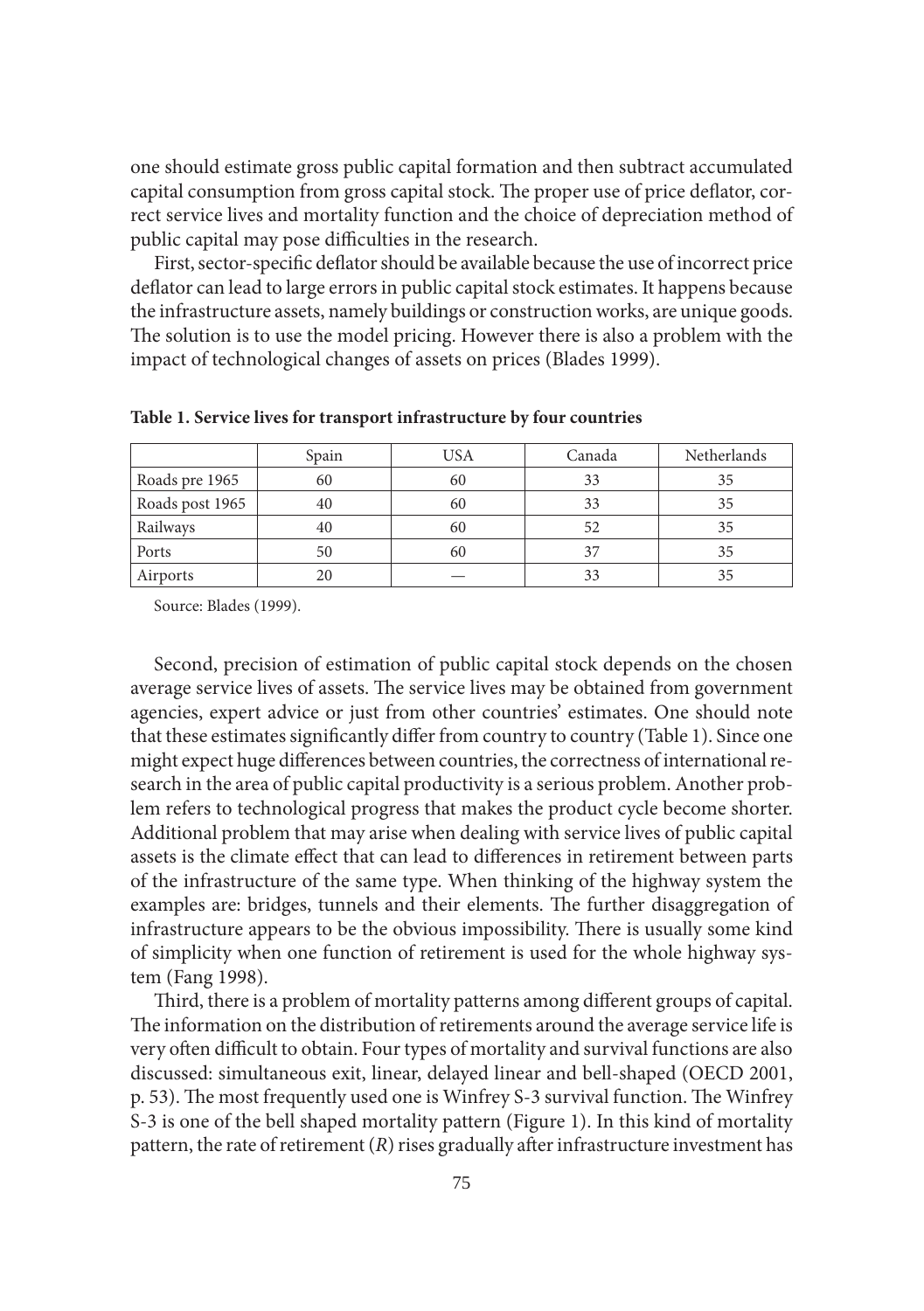one should estimate gross public capital formation and then subtract accumulated capital consumption from gross capital stock. The proper use of price deflator, correct service lives and mortality function and the choice of depreciation method of public capital may pose difficulties in the research.

First, sector-specific deflator should be available because the use of incorrect price deflator can lead to large errors in public capital stock estimates. It happens because the infrastructure assets, namely buildings or construction works, are unique goods. The solution is to use the model pricing. However there is also a problem with the impact of technological changes of assets on prices (Blades 1999).

**Table 1. Service lives for transport infrastructure by four countries**

| | Spain | USA | Canada | Netherlands |
|---|---|---|---|---|
| Roads pre 1965 | 60 | 60 | 33 | 35 |
| Roads post 1965 | 40 | 60 | 33 | 35 |
| Railways | 40 | 60 | 52 | 35 |
| Ports | 50 | 60 | 37 | 35 |
| Airports | 20 | — | 33 | 35 |

Source: Blades (1999).

Second, precision of estimation of public capital stock depends on the chosen average service lives of assets. The service lives may be obtained from government agencies, expert advice or just from other countries' estimates. One should note that these estimates significantly differ from country to country (Table 1). Since one might expect huge differences between countries, the correctness of international research in the area of public capital productivity is a serious problem. Another problem refers to technological progress that makes the product cycle become shorter. Additional problem that may arise when dealing with service lives of public capital assets is the climate effect that can lead to differences in retirement between parts of the infrastructure of the same type. When thinking of the highway system the examples are: bridges, tunnels and their elements. The further disaggregation of infrastructure appears to be the obvious impossibility. There is usually some kind of simplicity when one function of retirement is used for the whole highway system (Fang 1998).

Third, there is a problem of mortality patterns among different groups of capital. The information on the distribution of retirements around the average service life is very often difficult to obtain. Four types of mortality and survival functions are also discussed: simultaneous exit, linear, delayed linear and bell-shaped (OECD 2001, p. 53). The most frequently used one is Winfrey S-3 survival function. The Winfrey S-3 is one of the bell shaped mortality pattern (Figure 1). In this kind of mortality pattern, the rate of retirement ($R$) rises gradually after infrastructure investment has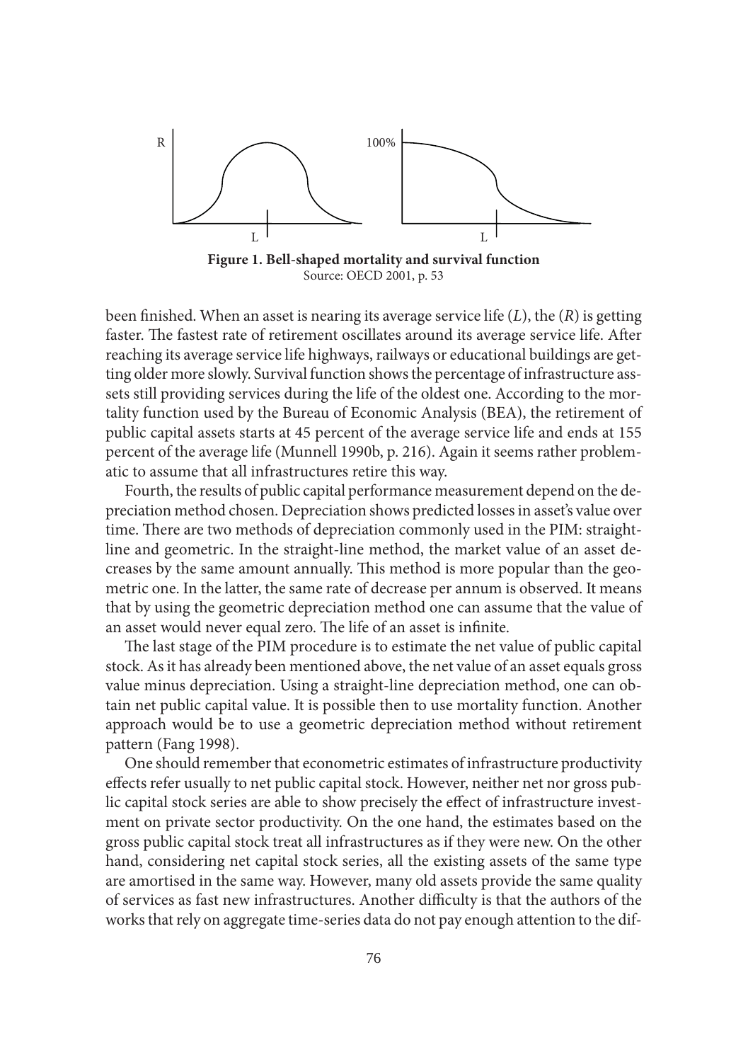**Figure 1. Bell-shaped mortality and survival function**
Source: OECD 2001, p. 53

been finished. When an asset is nearing its average service life ($L$), the ($R$) is getting faster. The fastest rate of retirement oscillates around its average service life. After reaching its average service life highways, railways or educational buildings are getting older more slowly. Survival function shows the percentage of infrastructure asssets still providing services during the life of the oldest one. According to the mortality function used by the Bureau of Economic Analysis (BEA), the retirement of public capital assets starts at 45 percent of the average service life and ends at 155 percent of the average life (Munnell 1990b, p. 216). Again it seems rather problematic to assume that all infrastructures retire this way.

Fourth, the results of public capital performance measurement depend on the depreciation method chosen. Depreciation shows predicted losses in asset's value over time. There are two methods of depreciation commonly used in the PIM: straight-line and geometric. In the straight-line method, the market value of an asset decreases by the same amount annually. This method is more popular than the geometric one. In the latter, the same rate of decrease per annum is observed. It means that by using the geometric depreciation method one can assume that the value of an asset would never equal zero. The life of an asset is infinite.

The last stage of the PIM procedure is to estimate the net value of public capital stock. As it has already been mentioned above, the net value of an asset equals gross value minus depreciation. Using a straight-line depreciation method, one can obtain net public capital value. It is possible then to use mortality function. Another approach would be to use a geometric depreciation method without retirement pattern (Fang 1998).

One should remember that econometric estimates of infrastructure productivity effects refer usually to net public capital stock. However, neither net nor gross public capital stock series are able to show precisely the effect of infrastructure investment on private sector productivity. On the one hand, the estimates based on the gross public capital stock treat all infrastructures as if they were new. On the other hand, considering net capital stock series, all the existing assets of the same type are amortised in the same way. However, many old assets provide the same quality of services as fast new infrastructures. Another difficulty is that the authors of the works that rely on aggregate time-series data do not pay enough attention to the dif-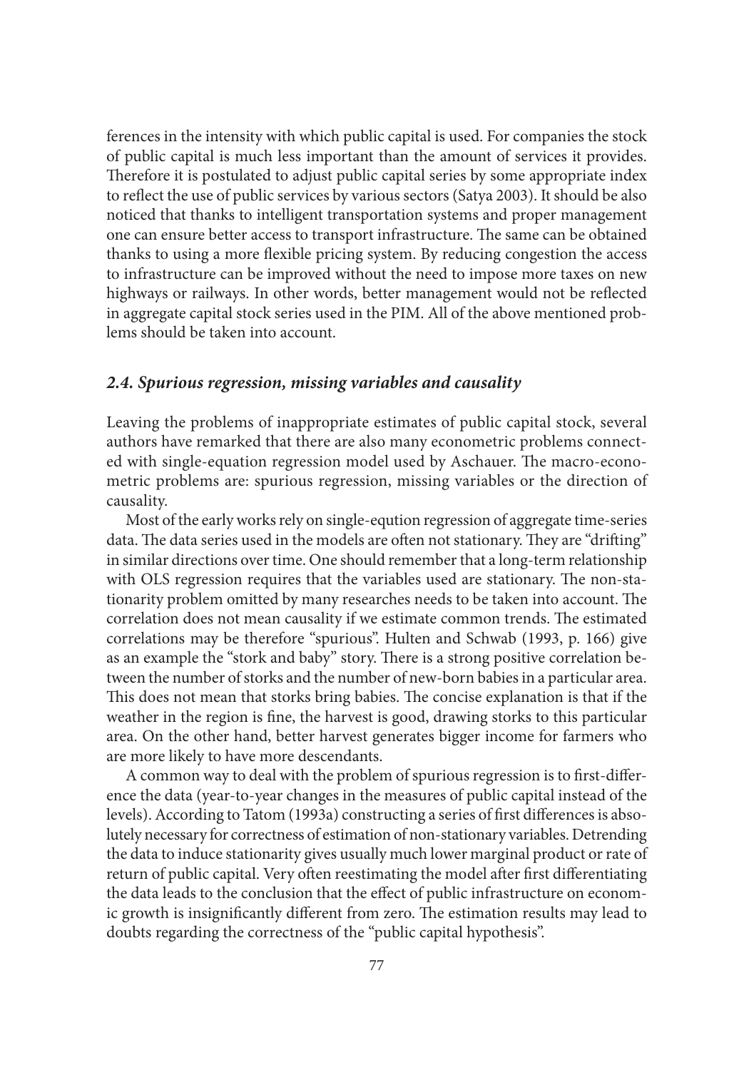ferences in the intensity with which public capital is used. For companies the stock of public capital is much less important than the amount of services it provides. Therefore it is postulated to adjust public capital series by some appropriate index to reflect the use of public services by various sectors (Satya 2003). It should be also noticed that thanks to intelligent transportation systems and proper management one can ensure better access to transport infrastructure. The same can be obtained thanks to using a more flexible pricing system. By reducing congestion the access to infrastructure can be improved without the need to impose more taxes on new highways or railways. In other words, better management would not be reflected in aggregate capital stock series used in the PIM. All of the above mentioned problems should be taken into account.

### *2.4. Spurious regression, missing variables and causality*

Leaving the problems of inappropriate estimates of public capital stock, several authors have remarked that there are also many econometric problems connected with single-equation regression model used by Aschauer. The macro-econometric problems are: spurious regression, missing variables or the direction of causality.

Most of the early works rely on single-eqution regression of aggregate time-series data. The data series used in the models are often not stationary. They are "drifting" in similar directions over time. One should remember that a long-term relationship with OLS regression requires that the variables used are stationary. The non-stationarity problem omitted by many researches needs to be taken into account. The correlation does not mean causality if we estimate common trends. The estimated correlations may be therefore "spurious". Hulten and Schwab (1993, p. 166) give as an example the "stork and baby" story. There is a strong positive correlation between the number of storks and the number of new-born babies in a particular area. This does not mean that storks bring babies. The concise explanation is that if the weather in the region is fine, the harvest is good, drawing storks to this particular area. On the other hand, better harvest generates bigger income for farmers who are more likely to have more descendants.

A common way to deal with the problem of spurious regression is to first-difference the data (year-to-year changes in the measures of public capital instead of the levels). According to Tatom (1993a) constructing a series of first differences is absolutely necessary for correctness of estimation of non-stationary variables. Detrending the data to induce stationarity gives usually much lower marginal product or rate of return of public capital. Very often reestimating the model after first differentiating the data leads to the conclusion that the effect of public infrastructure on economic growth is insignificantly different from zero. The estimation results may lead to doubts regarding the correctness of the "public capital hypothesis".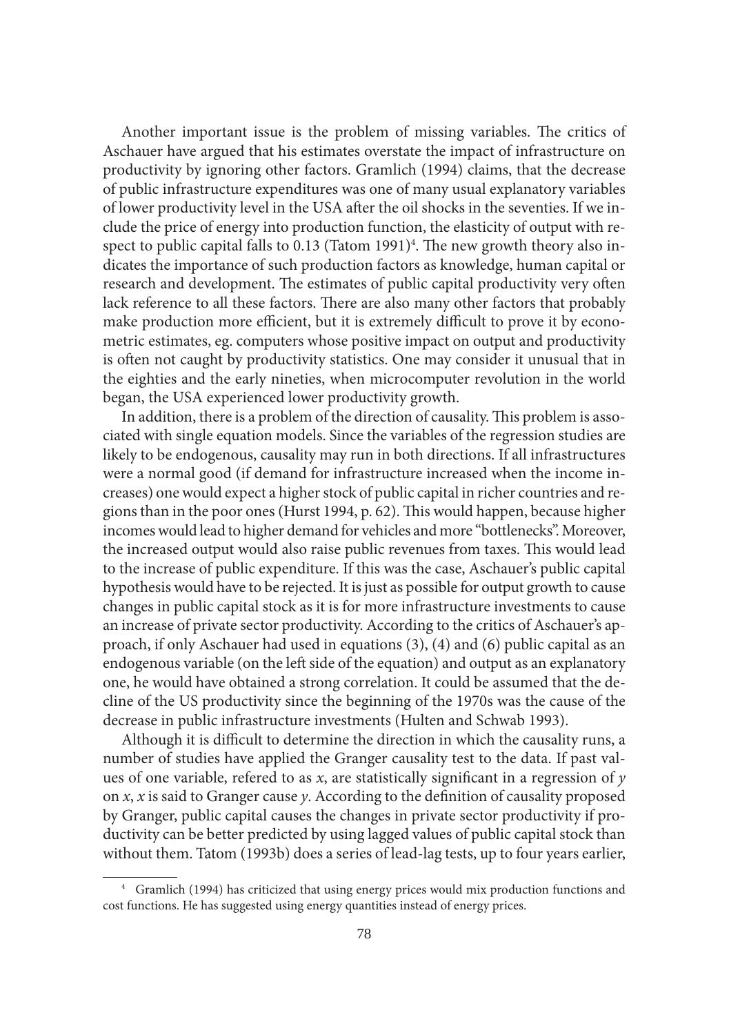Another important issue is the problem of missing variables. The critics of Aschauer have argued that his estimates overstate the impact of infrastructure on productivity by ignoring other factors. Gramlich (1994) claims, that the decrease of public infrastructure expenditures was one of many usual explanatory variables of lower productivity level in the USA after the oil shocks in the seventies. If we include the price of energy into production function, the elasticity of output with respect to public capital falls to 0.13 (Tatom 1991)[4]. The new growth theory also indicates the importance of such production factors as knowledge, human capital or research and development. The estimates of public capital productivity very often lack reference to all these factors. There are also many other factors that probably make production more efficient, but it is extremely difficult to prove it by econometric estimates, eg. computers whose positive impact on output and productivity is often not caught by productivity statistics. One may consider it unusual that in the eighties and the early nineties, when microcomputer revolution in the world began, the USA experienced lower productivity growth.

In addition, there is a problem of the direction of causality. This problem is associated with single equation models. Since the variables of the regression studies are likely to be endogenous, causality may run in both directions. If all infrastructures were a normal good (if demand for infrastructure increased when the income increases) one would expect a higher stock of public capital in richer countries and regions than in the poor ones (Hurst 1994, p. 62). This would happen, because higher incomes would lead to higher demand for vehicles and more "bottlenecks". Moreover, the increased output would also raise public revenues from taxes. This would lead to the increase of public expenditure. If this was the case, Aschauer's public capital hypothesis would have to be rejected. It is just as possible for output growth to cause changes in public capital stock as it is for more infrastructure investments to cause an increase of private sector productivity. According to the critics of Aschauer's approach, if only Aschauer had used in equations (3), (4) and (6) public capital as an endogenous variable (on the left side of the equation) and output as an explanatory one, he would have obtained a strong correlation. It could be assumed that the decline of the US productivity since the beginning of the 1970s was the cause of the decrease in public infrastructure investments (Hulten and Schwab 1993).

Although it is difficult to determine the direction in which the causality runs, a number of studies have applied the Granger causality test to the data. If past values of one variable, refered to as $x$, are statistically significant in a regression of $y$ on $x$, $x$ is said to Granger cause $y$. According to the definition of causality proposed by Granger, public capital causes the changes in private sector productivity if productivity can be better predicted by using lagged values of public capital stock than without them. Tatom (1993b) does a series of lead-lag tests, up to four years earlier,

[4] Gramlich (1994) has criticized that using energy prices would mix production functions and cost functions. He has suggested using energy quantities instead of energy prices.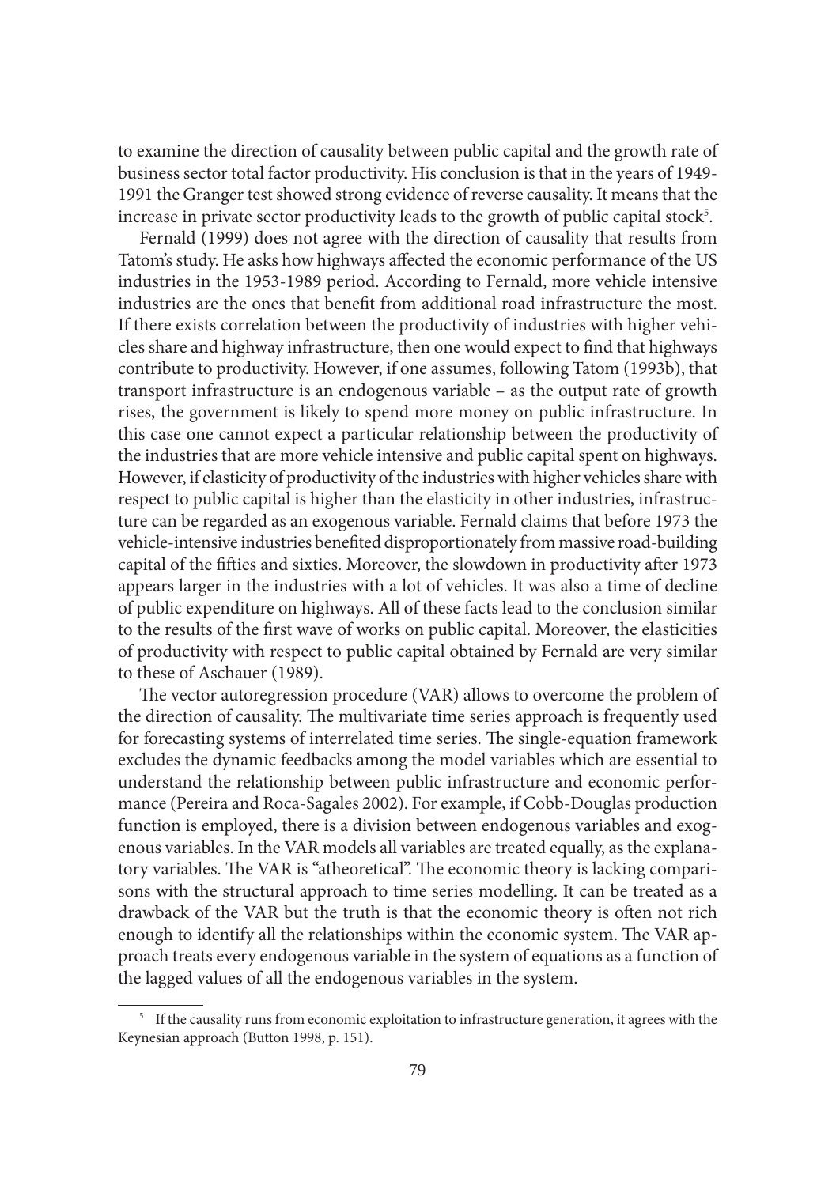to examine the direction of causality between public capital and the growth rate of business sector total factor productivity. His conclusion is that in the years of 1949-1991 the Granger test showed strong evidence of reverse causality. It means that the increase in private sector productivity leads to the growth of public capital stock[5].

Fernald (1999) does not agree with the direction of causality that results from Tatom's study. He asks how highways affected the economic performance of the US industries in the 1953-1989 period. According to Fernald, more vehicle intensive industries are the ones that benefit from additional road infrastructure the most. If there exists correlation between the productivity of industries with higher vehicles share and highway infrastructure, then one would expect to find that highways contribute to productivity. However, if one assumes, following Tatom (1993b), that transport infrastructure is an endogenous variable – as the output rate of growth rises, the government is likely to spend more money on public infrastructure. In this case one cannot expect a particular relationship between the productivity of the industries that are more vehicle intensive and public capital spent on highways. However, if elasticity of productivity of the industries with higher vehicles share with respect to public capital is higher than the elasticity in other industries, infrastructure can be regarded as an exogenous variable. Fernald claims that before 1973 the vehicle-intensive industries benefited disproportionately from massive road-building capital of the fifties and sixties. Moreover, the slowdown in productivity after 1973 appears larger in the industries with a lot of vehicles. It was also a time of decline of public expenditure on highways. All of these facts lead to the conclusion similar to the results of the first wave of works on public capital. Moreover, the elasticities of productivity with respect to public capital obtained by Fernald are very similar to these of Aschauer (1989).

The vector autoregression procedure (VAR) allows to overcome the problem of the direction of causality. The multivariate time series approach is frequently used for forecasting systems of interrelated time series. The single-equation framework excludes the dynamic feedbacks among the model variables which are essential to understand the relationship between public infrastructure and economic performance (Pereira and Roca-Sagales 2002). For example, if Cobb-Douglas production function is employed, there is a division between endogenous variables and exogenous variables. In the VAR models all variables are treated equally, as the explanatory variables. The VAR is "atheoretical". The economic theory is lacking comparisons with the structural approach to time series modelling. It can be treated as a drawback of the VAR but the truth is that the economic theory is often not rich enough to identify all the relationships within the economic system. The VAR approach treats every endogenous variable in the system of equations as a function of the lagged values of all the endogenous variables in the system.

---

[5] If the causality runs from economic exploitation to infrastructure generation, it agrees with the Keynesian approach (Button 1998, p. 151).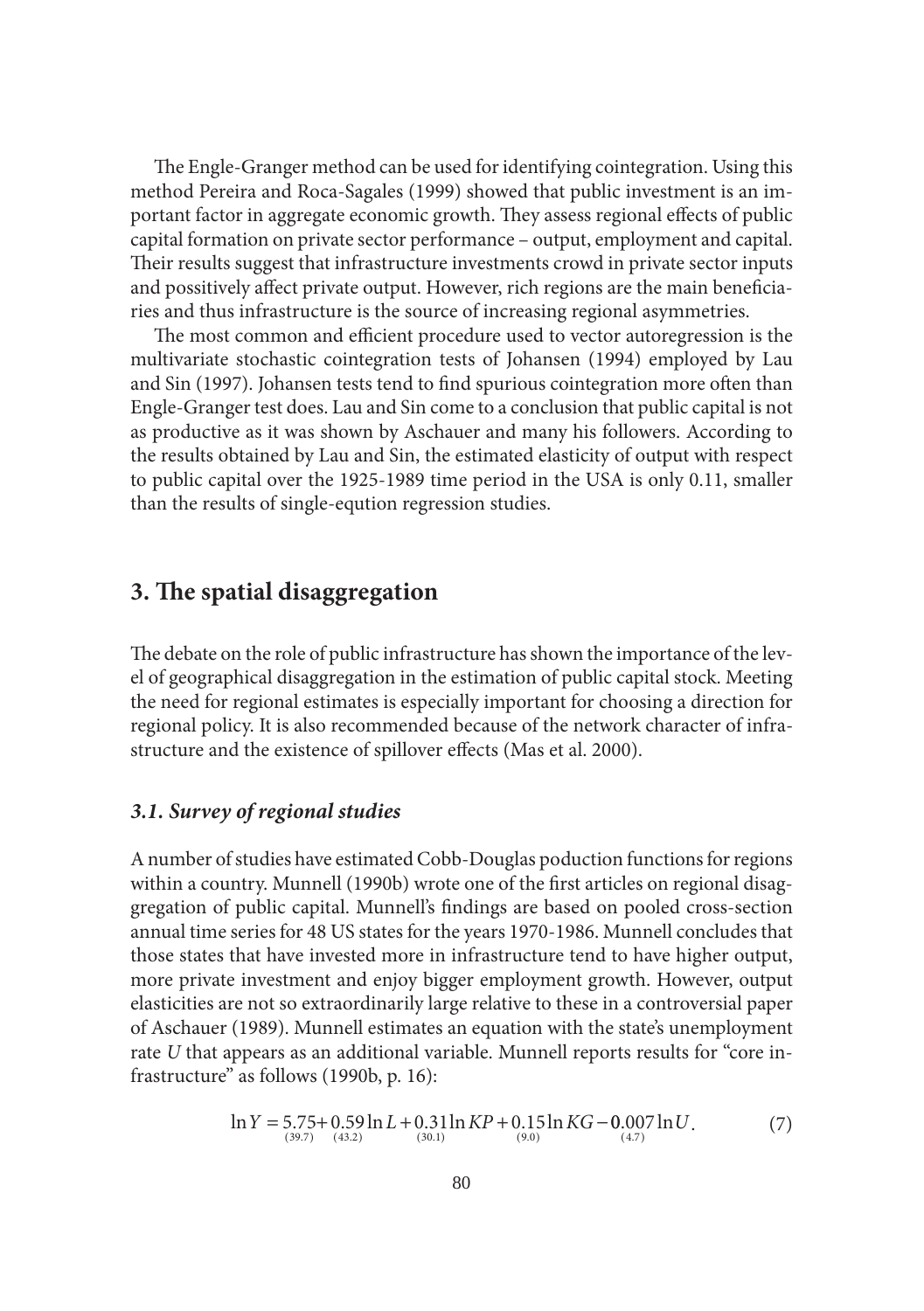The Engle-Granger method can be used for identifying cointegration. Using this method Pereira and Roca-Sagales (1999) showed that public investment is an important factor in aggregate economic growth. They assess regional effects of public capital formation on private sector performance – output, employment and capital. Their results suggest that infrastructure investments crowd in private sector inputs and possitively affect private output. However, rich regions are the main beneficiaries and thus infrastructure is the source of increasing regional asymmetries.

The most common and efficient procedure used to vector autoregression is the multivariate stochastic cointegration tests of Johansen (1994) employed by Lau and Sin (1997). Johansen tests tend to find spurious cointegration more often than Engle-Granger test does. Lau and Sin come to a conclusion that public capital is not as productive as it was shown by Aschauer and many his followers. According to the results obtained by Lau and Sin, the estimated elasticity of output with respect to public capital over the 1925-1989 time period in the USA is only 0.11, smaller than the results of single-eqution regression studies.

## 3. The spatial disaggregation

The debate on the role of public infrastructure has shown the importance of the level of geographical disaggregation in the estimation of public capital stock. Meeting the need for regional estimates is especially important for choosing a direction for regional policy. It is also recommended because of the network character of infrastructure and the existence of spillover effects (Mas et al. 2000).

### *3.1. Survey of regional studies*

A number of studies have estimated Cobb-Douglas poduction functions for regions within a country. Munnell (1990b) wrote one of the first articles on regional disaggregation of public capital. Munnell's findings are based on pooled cross-section annual time series for 48 US states for the years 1970-1986. Munnell concludes that those states that have invested more in infrastructure tend to have higher output, more private investment and enjoy bigger employment growth. However, output elasticities are not so extraordinarily large relative to these in a controversial paper of Aschauer (1989). Munnell estimates an equation with the state's unemployment rate *U* that appears as an additional variable. Munnell reports results for "core infrastructure" as follows (1990b, p. 16):

$$\ln Y = \underset{(39.7)}{5.75} + \underset{(43.2)}{0.59} \ln L + \underset{(30.1)}{0.31} \ln KP + \underset{(9.0)}{0.15} \ln KG - \underset{(4.7)}{0.007} \ln U. \tag{7}$$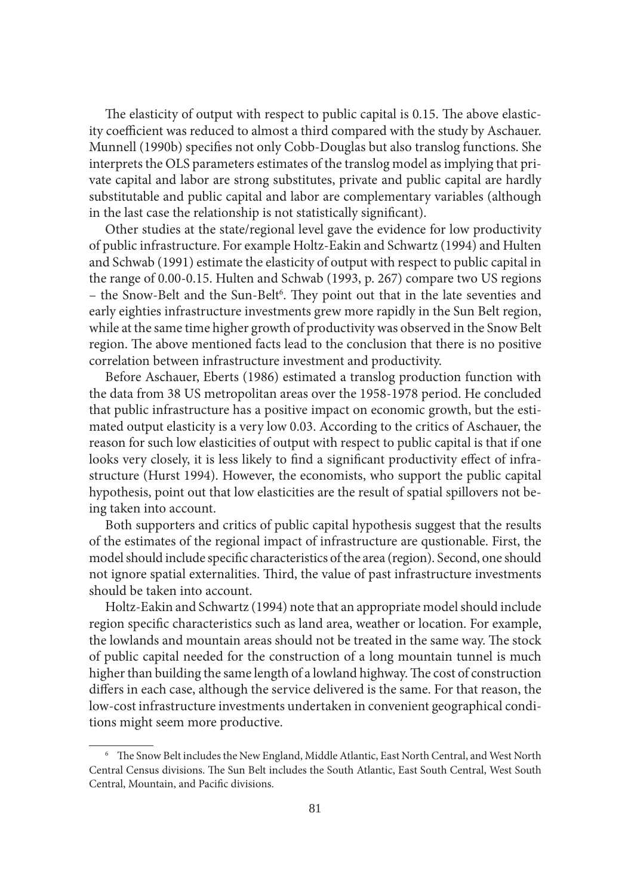The elasticity of output with respect to public capital is 0.15. The above elasticity coefficient was reduced to almost a third compared with the study by Aschauer. Munnell (1990b) specifies not only Cobb-Douglas but also translog functions. She interprets the OLS parameters estimates of the translog model as implying that private capital and labor are strong substitutes, private and public capital are hardly substitutable and public capital and labor are complementary variables (although in the last case the relationship is not statistically significant).

Other studies at the state/regional level gave the evidence for low productivity of public infrastructure. For example Holtz-Eakin and Schwartz (1994) and Hulten and Schwab (1991) estimate the elasticity of output with respect to public capital in the range of 0.00-0.15. Hulten and Schwab (1993, p. 267) compare two US regions – the Snow-Belt and the Sun-Belt[6]. They point out that in the late seventies and early eighties infrastructure investments grew more rapidly in the Sun Belt region, while at the same time higher growth of productivity was observed in the Snow Belt region. The above mentioned facts lead to the conclusion that there is no positive correlation between infrastructure investment and productivity.

Before Aschauer, Eberts (1986) estimated a translog production function with the data from 38 US metropolitan areas over the 1958-1978 period. He concluded that public infrastructure has a positive impact on economic growth, but the estimated output elasticity is a very low 0.03. According to the critics of Aschauer, the reason for such low elasticities of output with respect to public capital is that if one looks very closely, it is less likely to find a significant productivity effect of infrastructure (Hurst 1994). However, the economists, who support the public capital hypothesis, point out that low elasticities are the result of spatial spillovers not being taken into account.

Both supporters and critics of public capital hypothesis suggest that the results of the estimates of the regional impact of infrastructure are qustionable. First, the model should include specific characteristics of the area (region). Second, one should not ignore spatial externalities. Third, the value of past infrastructure investments should be taken into account.

Holtz-Eakin and Schwartz (1994) note that an appropriate model should include region specific characteristics such as land area, weather or location. For example, the lowlands and mountain areas should not be treated in the same way. The stock of public capital needed for the construction of a long mountain tunnel is much higher than building the same length of a lowland highway. The cost of construction differs in each case, although the service delivered is the same. For that reason, the low-cost infrastructure investments undertaken in convenient geographical conditions might seem more productive.

[6] The Snow Belt includes the New England, Middle Atlantic, East North Central, and West North Central Census divisions. The Sun Belt includes the South Atlantic, East South Central, West South Central, Mountain, and Pacific divisions.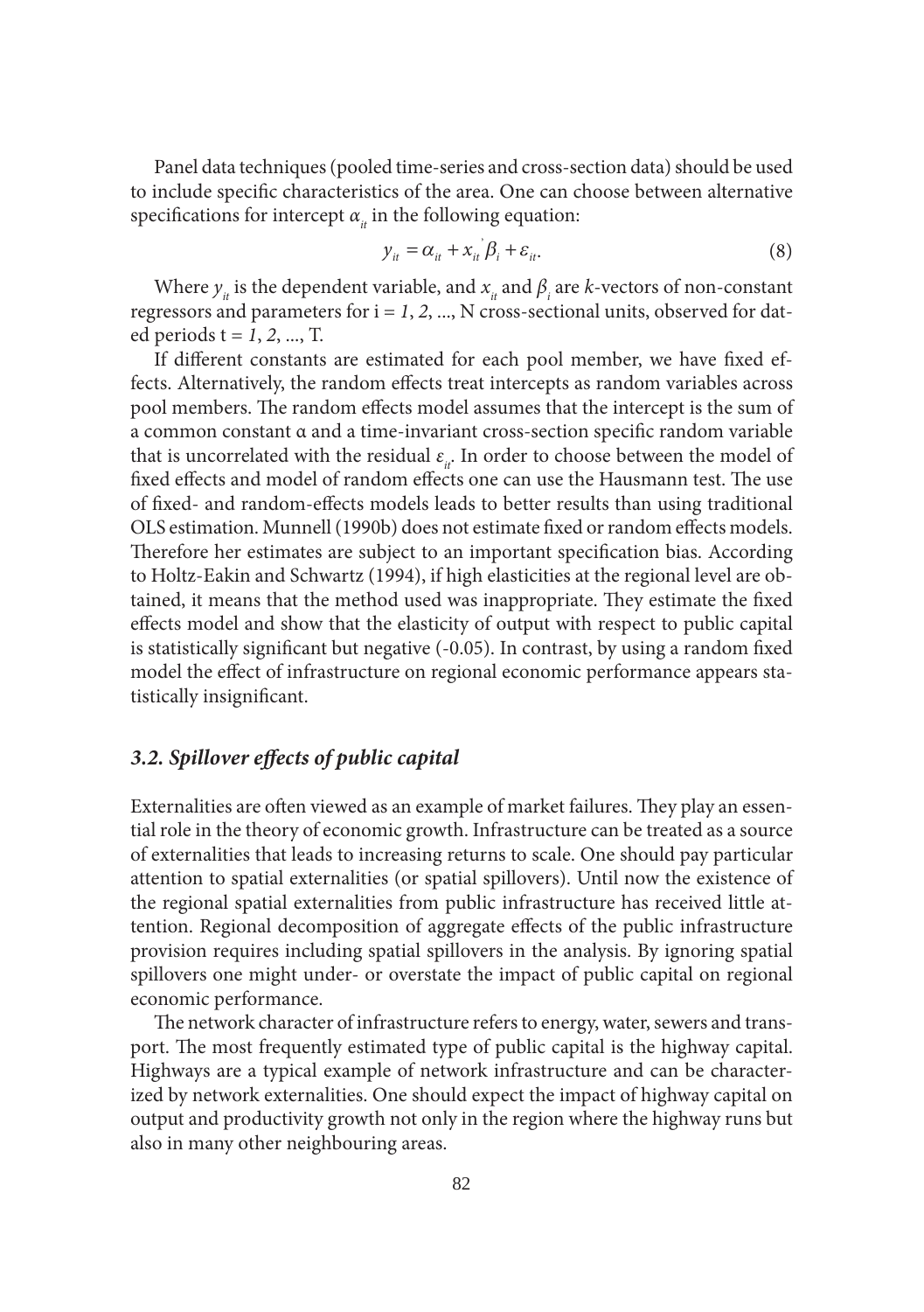Panel data techniques (pooled time-series and cross-section data) should be used to include specific characteristics of the area. One can choose between alternative specifications for intercept $\alpha_{it}$ in the following equation:

$$y_{it} = \alpha_{it} + x_{it}^{'}\beta_i + \varepsilon_{it}. \tag{8}$$

Where $y_{it}$ is the dependent variable, and $x_{it}$ and $\beta_i$ are $k$-vectors of non-constant regressors and parameters for i = *1*, *2*, ..., N cross-sectional units, observed for dated periods t = *1*, *2*, ..., T.

If different constants are estimated for each pool member, we have fixed effects. Alternatively, the random effects treat intercepts as random variables across pool members. The random effects model assumes that the intercept is the sum of a common constant α and a time-invariant cross-section specific random variable that is uncorrelated with the residual $\varepsilon_{it}$. In order to choose between the model of fixed effects and model of random effects one can use the Hausmann test. The use of fixed- and random-effects models leads to better results than using traditional OLS estimation. Munnell (1990b) does not estimate fixed or random effects models. Therefore her estimates are subject to an important specification bias. According to Holtz-Eakin and Schwartz (1994), if high elasticities at the regional level are obtained, it means that the method used was inappropriate. They estimate the fixed effects model and show that the elasticity of output with respect to public capital is statistically significant but negative (-0.05). In contrast, by using a random fixed model the effect of infrastructure on regional economic performance appears statistically insignificant.

### *3.2. Spillover effects of public capital*

Externalities are often viewed as an example of market failures. They play an essential role in the theory of economic growth. Infrastructure can be treated as a source of externalities that leads to increasing returns to scale. One should pay particular attention to spatial externalities (or spatial spillovers). Until now the existence of the regional spatial externalities from public infrastructure has received little attention. Regional decomposition of aggregate effects of the public infrastructure provision requires including spatial spillovers in the analysis. By ignoring spatial spillovers one might under- or overstate the impact of public capital on regional economic performance.

The network character of infrastructure refers to energy, water, sewers and transport. The most frequently estimated type of public capital is the highway capital. Highways are a typical example of network infrastructure and can be characterized by network externalities. One should expect the impact of highway capital on output and productivity growth not only in the region where the highway runs but also in many other neighbouring areas.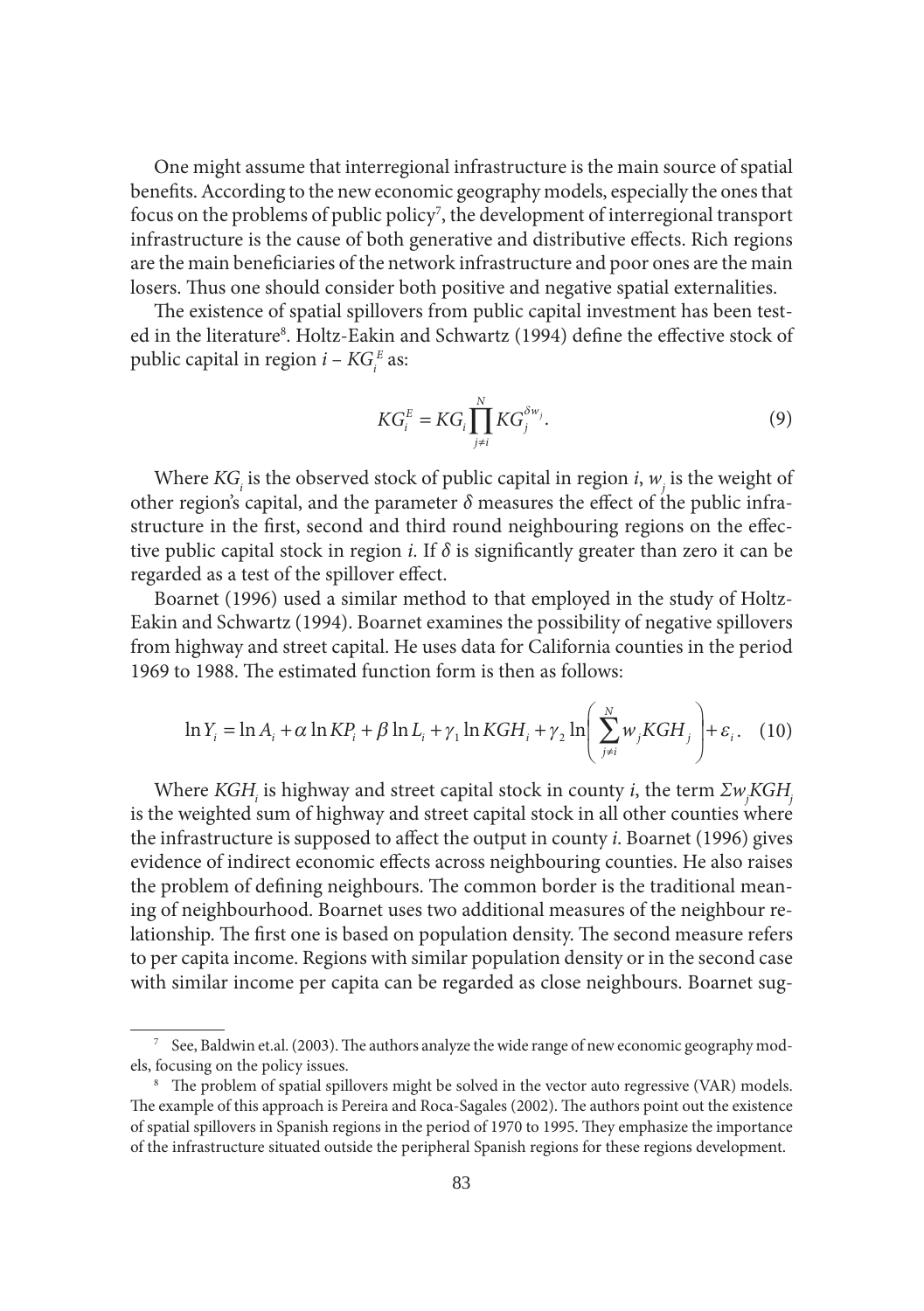One might assume that interregional infrastructure is the main source of spatial benefits. According to the new economic geography models, especially the ones that focus on the problems of public policy[7], the development of interregional transport infrastructure is the cause of both generative and distributive effects. Rich regions are the main beneficiaries of the network infrastructure and poor ones are the main losers. Thus one should consider both positive and negative spatial externalities.

The existence of spatial spillovers from public capital investment has been tested in the literature[8]. Holtz-Eakin and Schwartz (1994) define the effective stock of public capital in region $i$ – $KG_i^E$ as:

$$KG_i^E = KG_i \prod_{j \neq i}^{N} KG_j^{\delta w_j}. \tag{9}$$

Where $KG_i$ is the observed stock of public capital in region $i$, $w_j$ is the weight of other region's capital, and the parameter $\delta$ measures the effect of the public infrastructure in the first, second and third round neighbouring regions on the effective public capital stock in region $i$. If $\delta$ is significantly greater than zero it can be regarded as a test of the spillover effect.

Boarnet (1996) used a similar method to that employed in the study of Holtz-Eakin and Schwartz (1994). Boarnet examines the possibility of negative spillovers from highway and street capital. He uses data for California counties in the period 1969 to 1988. The estimated function form is then as follows:

$$\ln Y_i = \ln A_i + \alpha \ln KP_i + \beta \ln L_i + \gamma_1 \ln KGH_i + \gamma_2 \ln\left(\sum_{j \neq i}^{N} w_j KGH_j\right) + \varepsilon_i. \tag{10}$$

Where $KGH_i$ is highway and street capital stock in county $i$, the term $\Sigma w_j KGH_j$ is the weighted sum of highway and street capital stock in all other counties where the infrastructure is supposed to affect the output in county $i$. Boarnet (1996) gives evidence of indirect economic effects across neighbouring counties. He also raises the problem of defining neighbours. The common border is the traditional meaning of neighbourhood. Boarnet uses two additional measures of the neighbour relationship. The first one is based on population density. The second measure refers to per capita income. Regions with similar population density or in the second case with similar income per capita can be regarded as close neighbours. Boarnet sug-

[7] See, Baldwin et.al. (2003). The authors analyze the wide range of new economic geography models, focusing on the policy issues.

[8] The problem of spatial spillovers might be solved in the vector auto regressive (VAR) models. The example of this approach is Pereira and Roca-Sagales (2002). The authors point out the existence of spatial spillovers in Spanish regions in the period of 1970 to 1995. They emphasize the importance of the infrastructure situated outside the peripheral Spanish regions for these regions development.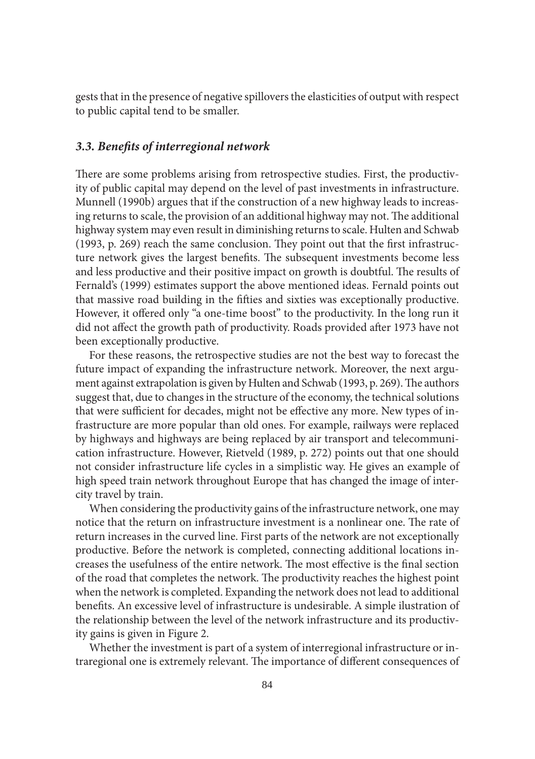gests that in the presence of negative spillovers the elasticities of output with respect to public capital tend to be smaller.

### *3.3. Benefits of interregional network*

There are some problems arising from retrospective studies. First, the productivity of public capital may depend on the level of past investments in infrastructure. Munnell (1990b) argues that if the construction of a new highway leads to increasing returns to scale, the provision of an additional highway may not. The additional highway system may even result in diminishing returns to scale. Hulten and Schwab (1993, p. 269) reach the same conclusion. They point out that the first infrastructure network gives the largest benefits. The subsequent investments become less and less productive and their positive impact on growth is doubtful. The results of Fernald's (1999) estimates support the above mentioned ideas. Fernald points out that massive road building in the fifties and sixties was exceptionally productive. However, it offered only "a one-time boost" to the productivity. In the long run it did not affect the growth path of productivity. Roads provided after 1973 have not been exceptionally productive.

For these reasons, the retrospective studies are not the best way to forecast the future impact of expanding the infrastructure network. Moreover, the next argument against extrapolation is given by Hulten and Schwab (1993, p. 269). The authors suggest that, due to changes in the structure of the economy, the technical solutions that were sufficient for decades, might not be effective any more. New types of infrastructure are more popular than old ones. For example, railways were replaced by highways and highways are being replaced by air transport and telecommunication infrastructure. However, Rietveld (1989, p. 272) points out that one should not consider infrastructure life cycles in a simplistic way. He gives an example of high speed train network throughout Europe that has changed the image of intercity travel by train.

When considering the productivity gains of the infrastructure network, one may notice that the return on infrastructure investment is a nonlinear one. The rate of return increases in the curved line. First parts of the network are not exceptionally productive. Before the network is completed, connecting additional locations increases the usefulness of the entire network. The most effective is the final section of the road that completes the network. The productivity reaches the highest point when the network is completed. Expanding the network does not lead to additional benefits. An excessive level of infrastructure is undesirable. A simple ilustration of the relationship between the level of the network infrastructure and its productivity gains is given in Figure 2.

Whether the investment is part of a system of interregional infrastructure or intraregional one is extremely relevant. The importance of different consequences of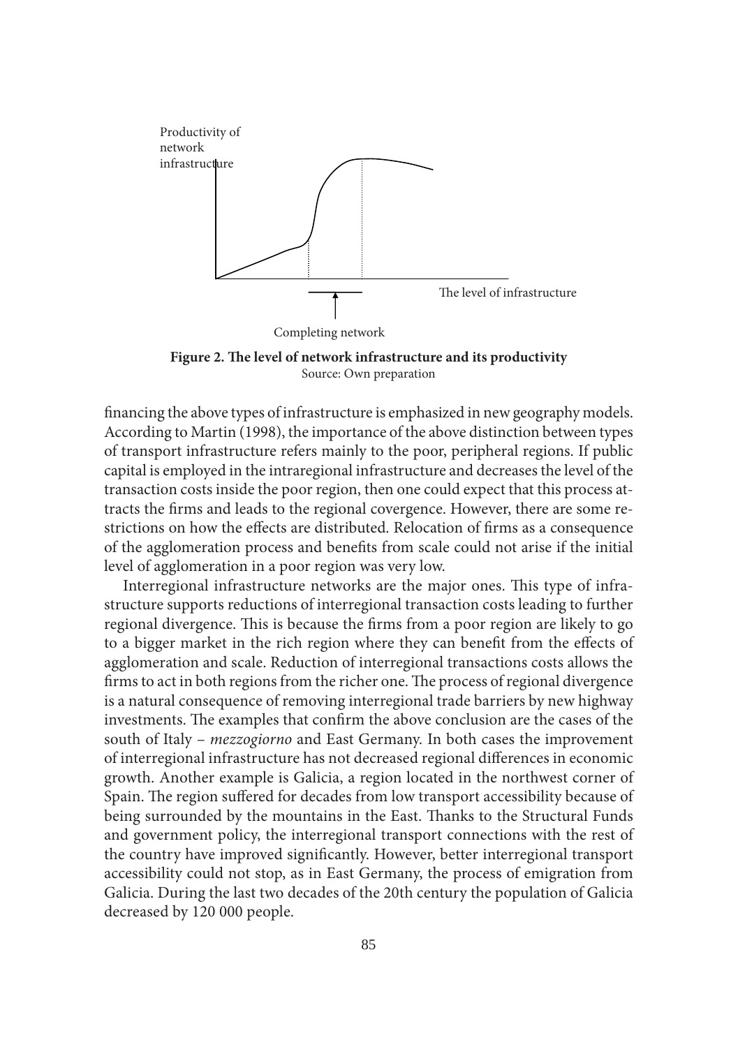Productivity of network infrastructure

The level of infrastructure

Completing network

**Figure 2. The level of network infrastructure and its productivity**
Source: Own preparation

financing the above types of infrastructure is emphasized in new geography models. According to Martin (1998), the importance of the above distinction between types of transport infrastructure refers mainly to the poor, peripheral regions. If public capital is employed in the intraregional infrastructure and decreases the level of the transaction costs inside the poor region, then one could expect that this process attracts the firms and leads to the regional covergence. However, there are some restrictions on how the effects are distributed. Relocation of firms as a consequence of the agglomeration process and benefits from scale could not arise if the initial level of agglomeration in a poor region was very low.

Interregional infrastructure networks are the major ones. This type of infrastructure supports reductions of interregional transaction costs leading to further regional divergence. This is because the firms from a poor region are likely to go to a bigger market in the rich region where they can benefit from the effects of agglomeration and scale. Reduction of interregional transactions costs allows the firms to act in both regions from the richer one. The process of regional divergence is a natural consequence of removing interregional trade barriers by new highway investments. The examples that confirm the above conclusion are the cases of the south of Italy – *mezzogiorno* and East Germany. In both cases the improvement of interregional infrastructure has not decreased regional differences in economic growth. Another example is Galicia, a region located in the northwest corner of Spain. The region suffered for decades from low transport accessibility because of being surrounded by the mountains in the East. Thanks to the Structural Funds and government policy, the interregional transport connections with the rest of the country have improved significantly. However, better interregional transport accessibility could not stop, as in East Germany, the process of emigration from Galicia. During the last two decades of the 20th century the population of Galicia decreased by 120 000 people.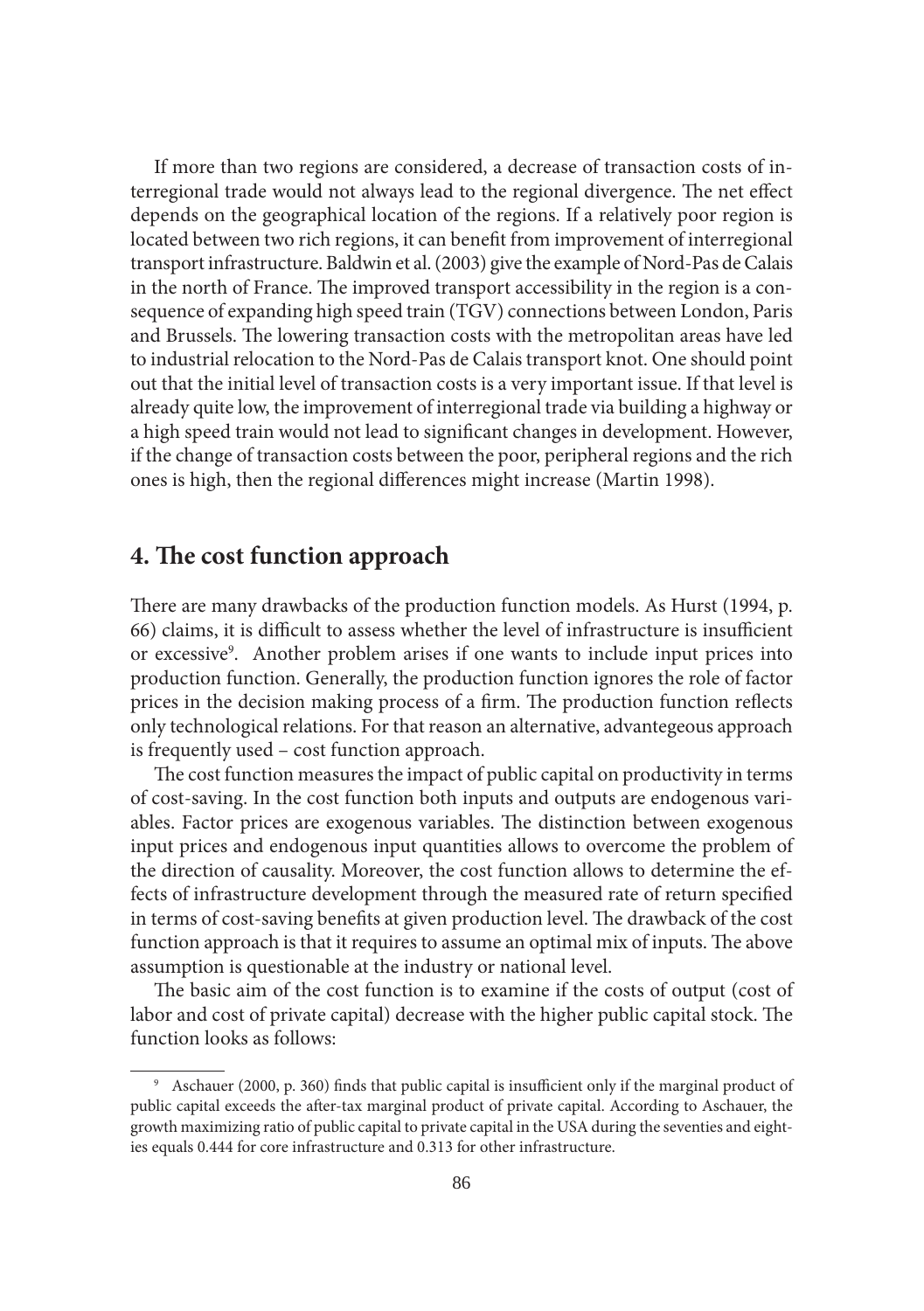If more than two regions are considered, a decrease of transaction costs of interregional trade would not always lead to the regional divergence. The net effect depends on the geographical location of the regions. If a relatively poor region is located between two rich regions, it can benefit from improvement of interregional transport infrastructure. Baldwin et al. (2003) give the example of Nord-Pas de Calais in the north of France. The improved transport accessibility in the region is a consequence of expanding high speed train (TGV) connections between London, Paris and Brussels. The lowering transaction costs with the metropolitan areas have led to industrial relocation to the Nord-Pas de Calais transport knot. One should point out that the initial level of transaction costs is a very important issue. If that level is already quite low, the improvement of interregional trade via building a highway or a high speed train would not lead to significant changes in development. However, if the change of transaction costs between the poor, peripheral regions and the rich ones is high, then the regional differences might increase (Martin 1998).

## 4. The cost function approach

There are many drawbacks of the production function models. As Hurst (1994, p. 66) claims, it is difficult to assess whether the level of infrastructure is insufficient or excessive[9]. Another problem arises if one wants to include input prices into production function. Generally, the production function ignores the role of factor prices in the decision making process of a firm. The production function reflects only technological relations. For that reason an alternative, advantegeous approach is frequently used – cost function approach.

The cost function measures the impact of public capital on productivity in terms of cost-saving. In the cost function both inputs and outputs are endogenous variables. Factor prices are exogenous variables. The distinction between exogenous input prices and endogenous input quantities allows to overcome the problem of the direction of causality. Moreover, the cost function allows to determine the effects of infrastructure development through the measured rate of return specified in terms of cost-saving benefits at given production level. The drawback of the cost function approach is that it requires to assume an optimal mix of inputs. The above assumption is questionable at the industry or national level.

The basic aim of the cost function is to examine if the costs of output (cost of labor and cost of private capital) decrease with the higher public capital stock. The function looks as follows:

[9] Aschauer (2000, p. 360) finds that public capital is insufficient only if the marginal product of public capital exceeds the after-tax marginal product of private capital. According to Aschauer, the growth maximizing ratio of public capital to private capital in the USA during the seventies and eighties equals 0.444 for core infrastructure and 0.313 for other infrastructure.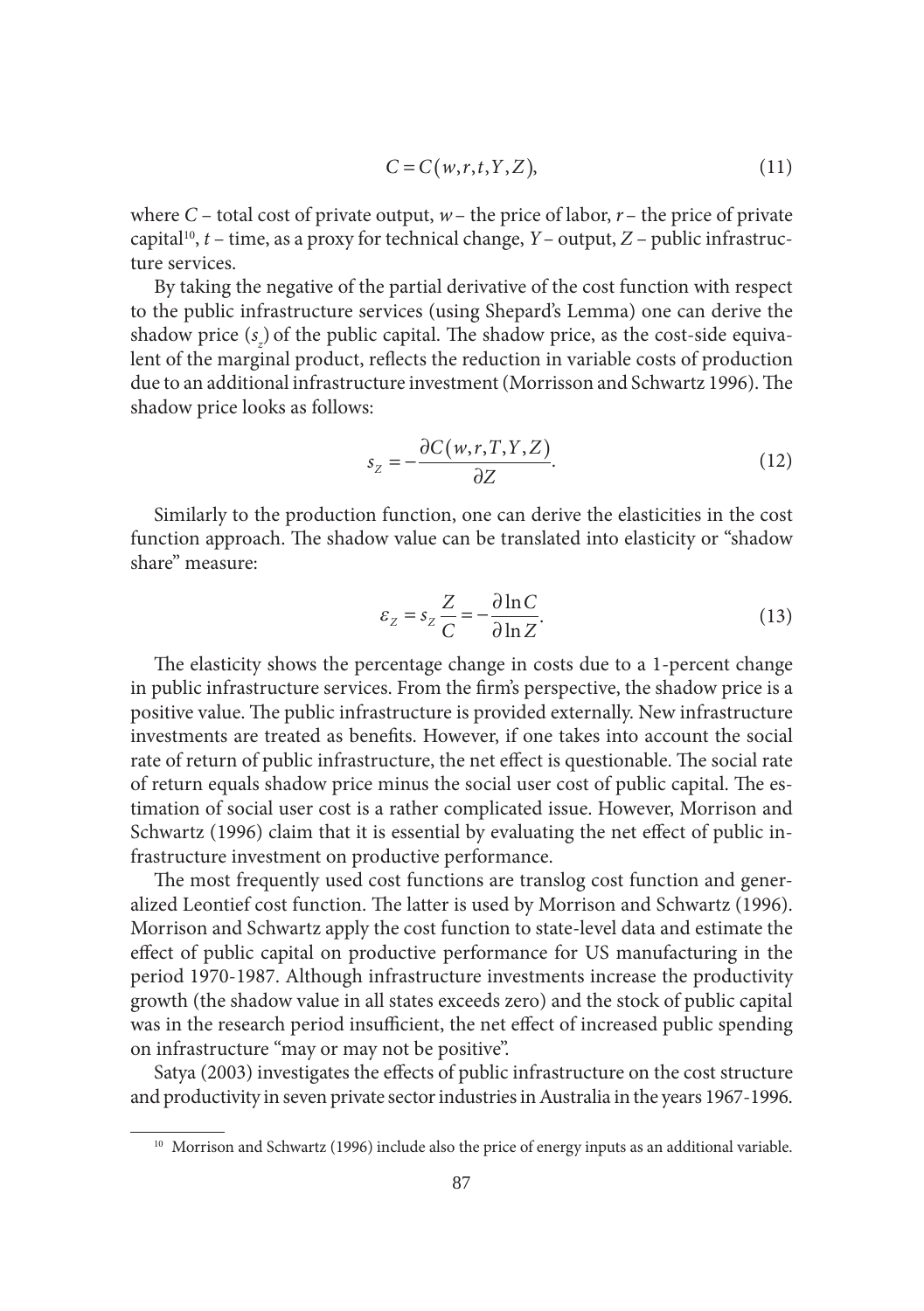$$C = C(w, r, t, Y, Z), \tag{11}$$

where $C$ – total cost of private output, $w$ – the price of labor, $r$ – the price of private capital[10], $t$ – time, as a proxy for technical change, $Y$ – output, $Z$ – public infrastructure services.

By taking the negative of the partial derivative of the cost function with respect to the public infrastructure services (using Shepard's Lemma) one can derive the shadow price ($s_z$) of the public capital. The shadow price, as the cost-side equivalent of the marginal product, reflects the reduction in variable costs of production due to an additional infrastructure investment (Morrisson and Schwartz 1996). The shadow price looks as follows:

$$s_Z = -\frac{\partial C(w, r, T, Y, Z)}{\partial Z}. \tag{12}$$

Similarly to the production function, one can derive the elasticities in the cost function approach. The shadow value can be translated into elasticity or "shadow share" measure:

$$\varepsilon_Z = s_Z \frac{Z}{C} = -\frac{\partial \ln C}{\partial \ln Z}. \tag{13}$$

The elasticity shows the percentage change in costs due to a 1-percent change in public infrastructure services. From the firm's perspective, the shadow price is a positive value. The public infrastructure is provided externally. New infrastructure investments are treated as benefits. However, if one takes into account the social rate of return of public infrastructure, the net effect is questionable. The social rate of return equals shadow price minus the social user cost of public capital. The estimation of social user cost is a rather complicated issue. However, Morrison and Schwartz (1996) claim that it is essential by evaluating the net effect of public infrastructure investment on productive performance.

The most frequently used cost functions are translog cost function and generalized Leontief cost function. The latter is used by Morrison and Schwartz (1996). Morrison and Schwartz apply the cost function to state-level data and estimate the effect of public capital on productive performance for US manufacturing in the period 1970-1987. Although infrastructure investments increase the productivity growth (the shadow value in all states exceeds zero) and the stock of public capital was in the research period insufficient, the net effect of increased public spending on infrastructure "may or may not be positive".

Satya (2003) investigates the effects of public infrastructure on the cost structure and productivity in seven private sector industries in Australia in the years 1967-1996.

---

[10] Morrison and Schwartz (1996) include also the price of energy inputs as an additional variable.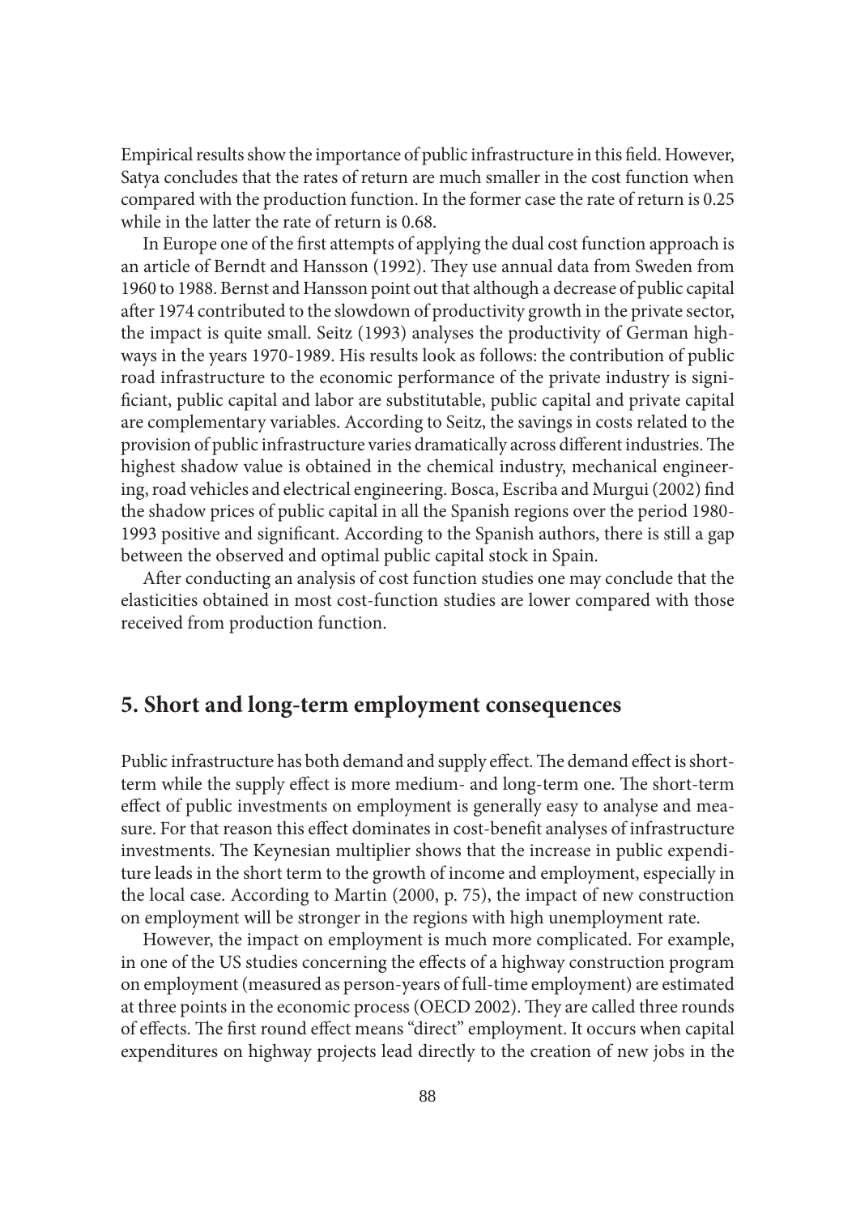Empirical results show the importance of public infrastructure in this field. However, Satya concludes that the rates of return are much smaller in the cost function when compared with the production function. In the former case the rate of return is 0.25 while in the latter the rate of return is 0.68.

In Europe one of the first attempts of applying the dual cost function approach is an article of Berndt and Hansson (1992). They use annual data from Sweden from 1960 to 1988. Bernst and Hansson point out that although a decrease of public capital after 1974 contributed to the slowdown of productivity growth in the private sector, the impact is quite small. Seitz (1993) analyses the productivity of German highways in the years 1970-1989. His results look as follows: the contribution of public road infrastructure to the economic performance of the private industry is significiant, public capital and labor are substitutable, public capital and private capital are complementary variables. According to Seitz, the savings in costs related to the provision of public infrastructure varies dramatically across different industries. The highest shadow value is obtained in the chemical industry, mechanical engineering, road vehicles and electrical engineering. Bosca, Escriba and Murgui (2002) find the shadow prices of public capital in all the Spanish regions over the period 1980-1993 positive and significant. According to the Spanish authors, there is still a gap between the observed and optimal public capital stock in Spain.

After conducting an analysis of cost function studies one may conclude that the elasticities obtained in most cost-function studies are lower compared with those received from production function.

## 5. Short and long-term employment consequences

Public infrastructure has both demand and supply effect. The demand effect is short-term while the supply effect is more medium- and long-term one. The short-term effect of public investments on employment is generally easy to analyse and measure. For that reason this effect dominates in cost-benefit analyses of infrastructure investments. The Keynesian multiplier shows that the increase in public expenditure leads in the short term to the growth of income and employment, especially in the local case. According to Martin (2000, p. 75), the impact of new construction on employment will be stronger in the regions with high unemployment rate.

However, the impact on employment is much more complicated. For example, in one of the US studies concerning the effects of a highway construction program on employment (measured as person-years of full-time employment) are estimated at three points in the economic process (OECD 2002). They are called three rounds of effects. The first round effect means "direct" employment. It occurs when capital expenditures on highway projects lead directly to the creation of new jobs in the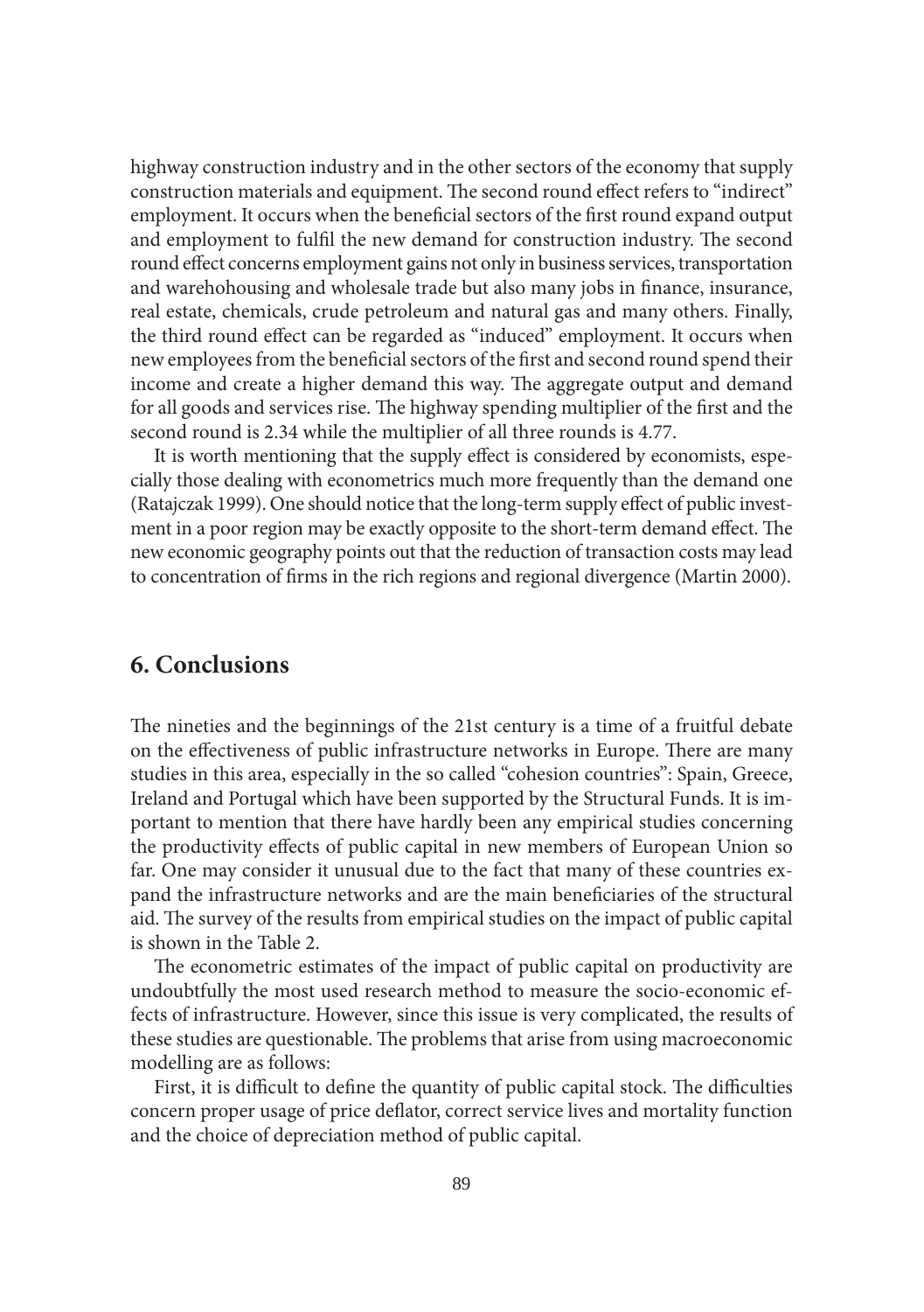highway construction industry and in the other sectors of the economy that supply construction materials and equipment. The second round effect refers to "indirect" employment. It occurs when the beneficial sectors of the first round expand output and employment to fulfil the new demand for construction industry. The second round effect concerns employment gains not only in business services, transportation and warehohousing and wholesale trade but also many jobs in finance, insurance, real estate, chemicals, crude petroleum and natural gas and many others. Finally, the third round effect can be regarded as "induced" employment. It occurs when new employees from the beneficial sectors of the first and second round spend their income and create a higher demand this way. The aggregate output and demand for all goods and services rise. The highway spending multiplier of the first and the second round is 2.34 while the multiplier of all three rounds is 4.77.

It is worth mentioning that the supply effect is considered by economists, especially those dealing with econometrics much more frequently than the demand one (Ratajczak 1999). One should notice that the long-term supply effect of public investment in a poor region may be exactly opposite to the short-term demand effect. The new economic geography points out that the reduction of transaction costs may lead to concentration of firms in the rich regions and regional divergence (Martin 2000).

## 6. Conclusions

The nineties and the beginnings of the 21st century is a time of a fruitful debate on the effectiveness of public infrastructure networks in Europe. There are many studies in this area, especially in the so called "cohesion countries": Spain, Greece, Ireland and Portugal which have been supported by the Structural Funds. It is important to mention that there have hardly been any empirical studies concerning the productivity effects of public capital in new members of European Union so far. One may consider it unusual due to the fact that many of these countries expand the infrastructure networks and are the main beneficiaries of the structural aid. The survey of the results from empirical studies on the impact of public capital is shown in the Table 2.

The econometric estimates of the impact of public capital on productivity are undoubtfully the most used research method to measure the socio-economic effects of infrastructure. However, since this issue is very complicated, the results of these studies are questionable. The problems that arise from using macroeconomic modelling are as follows:

First, it is difficult to define the quantity of public capital stock. The difficulties concern proper usage of price deflator, correct service lives and mortality function and the choice of depreciation method of public capital.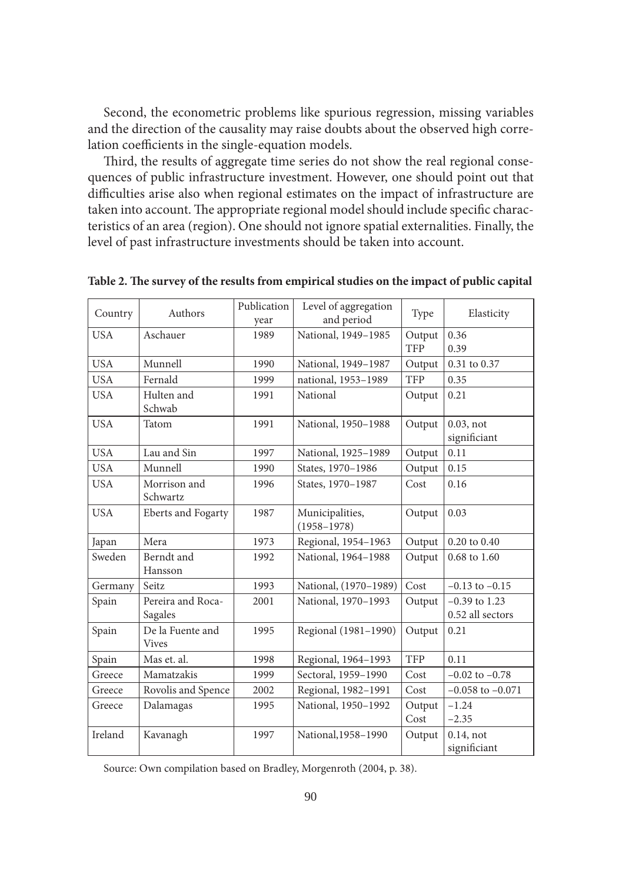Second, the econometric problems like spurious regression, missing variables and the direction of the causality may raise doubts about the observed high correlation coefficients in the single-equation models.

Third, the results of aggregate time series do not show the real regional consequences of public infrastructure investment. However, one should point out that difficulties arise also when regional estimates on the impact of infrastructure are taken into account. The appropriate regional model should include specific characteristics of an area (region). One should not ignore spatial externalities. Finally, the level of past infrastructure investments should be taken into account.

**Table 2. The survey of the results from empirical studies on the impact of public capital**

| Country | Authors | Publication year | Level of aggregation and period | Type | Elasticity |
|---|---|---|---|---|---|
| USA | Aschauer | 1989 | National, 1949–1985 | Output<br>TFP | 0.36<br>0.39 |
| USA | Munnell | 1990 | National, 1949–1987 | Output | 0.31 to 0.37 |
| USA | Fernald | 1999 | national, 1953–1989 | TFP | 0.35 |
| USA | Hulten and Schwab | 1991 | National | Output | 0.21 |
| USA | Tatom | 1991 | National, 1950–1988 | Output | 0.03, not significiant |
| USA | Lau and Sin | 1997 | National, 1925–1989 | Output | 0.11 |
| USA | Munnell | 1990 | States, 1970–1986 | Output | 0.15 |
| USA | Morrison and Schwartz | 1996 | States, 1970–1987 | Cost | 0.16 |
| USA | Eberts and Fogarty | 1987 | Municipalities, (1958–1978) | Output | 0.03 |
| Japan | Mera | 1973 | Regional, 1954–1963 | Output | 0.20 to 0.40 |
| Sweden | Berndt and Hansson | 1992 | National, 1964–1988 | Output | 0.68 to 1.60 |
| Germany | Seitz | 1993 | National, (1970–1989) | Cost | −0.13 to −0.15 |
| Spain | Pereira and Roca-Sagales | 2001 | National, 1970–1993 | Output | −0.39 to 1.23<br>0.52 all sectors |
| Spain | De la Fuente and Vives | 1995 | Regional (1981–1990) | Output | 0.21 |
| Spain | Mas et. al. | 1998 | Regional, 1964–1993 | TFP | 0.11 |
| Greece | Mamatzakis | 1999 | Sectoral, 1959–1990 | Cost | −0.02 to −0.78 |
| Greece | Rovolis and Spence | 2002 | Regional, 1982–1991 | Cost | −0.058 to −0.071 |
| Greece | Dalamagas | 1995 | National, 1950–1992 | Output<br>Cost | −1.24<br>−2.35 |
| Ireland | Kavanagh | 1997 | National,1958–1990 | Output | 0.14, not significiant |

Source: Own compilation based on Bradley, Morgenroth (2004, p. 38).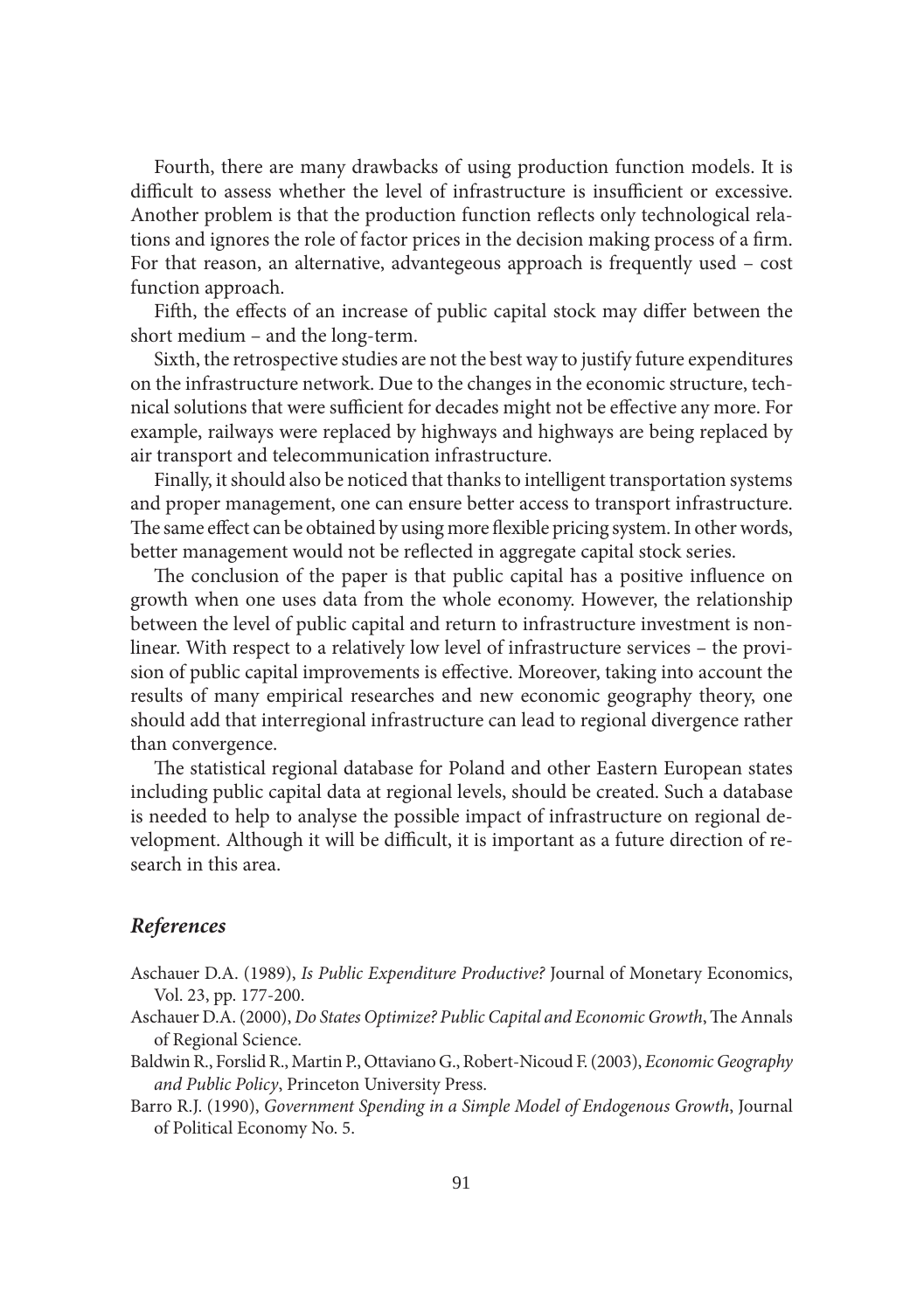Fourth, there are many drawbacks of using production function models. It is difficult to assess whether the level of infrastructure is insufficient or excessive. Another problem is that the production function reflects only technological relations and ignores the role of factor prices in the decision making process of a firm. For that reason, an alternative, advantegeous approach is frequently used – cost function approach.

Fifth, the effects of an increase of public capital stock may differ between the short medium – and the long-term.

Sixth, the retrospective studies are not the best way to justify future expenditures on the infrastructure network. Due to the changes in the economic structure, technical solutions that were sufficient for decades might not be effective any more. For example, railways were replaced by highways and highways are being replaced by air transport and telecommunication infrastructure.

Finally, it should also be noticed that thanks to intelligent transportation systems and proper management, one can ensure better access to transport infrastructure. The same effect can be obtained by using more flexible pricing system. In other words, better management would not be reflected in aggregate capital stock series.

The conclusion of the paper is that public capital has a positive influence on growth when one uses data from the whole economy. However, the relationship between the level of public capital and return to infrastructure investment is nonlinear. With respect to a relatively low level of infrastructure services – the provision of public capital improvements is effective. Moreover, taking into account the results of many empirical researches and new economic geography theory, one should add that interregional infrastructure can lead to regional divergence rather than convergence.

The statistical regional database for Poland and other Eastern European states including public capital data at regional levels, should be created. Such a database is needed to help to analyse the possible impact of infrastructure on regional development. Although it will be difficult, it is important as a future direction of research in this area.

## *References*

Aschauer D.A. (1989), *Is Public Expenditure Productive?* Journal of Monetary Economics, Vol. 23, pp. 177-200.

Aschauer D.A. (2000), *Do States Optimize? Public Capital and Economic Growth*, The Annals of Regional Science.

Baldwin R., Forslid R., Martin P., Ottaviano G., Robert-Nicoud F. (2003), *Economic Geography and Public Policy*, Princeton University Press.

Barro R.J. (1990), *Government Spending in a Simple Model of Endogenous Growth*, Journal of Political Economy No. 5.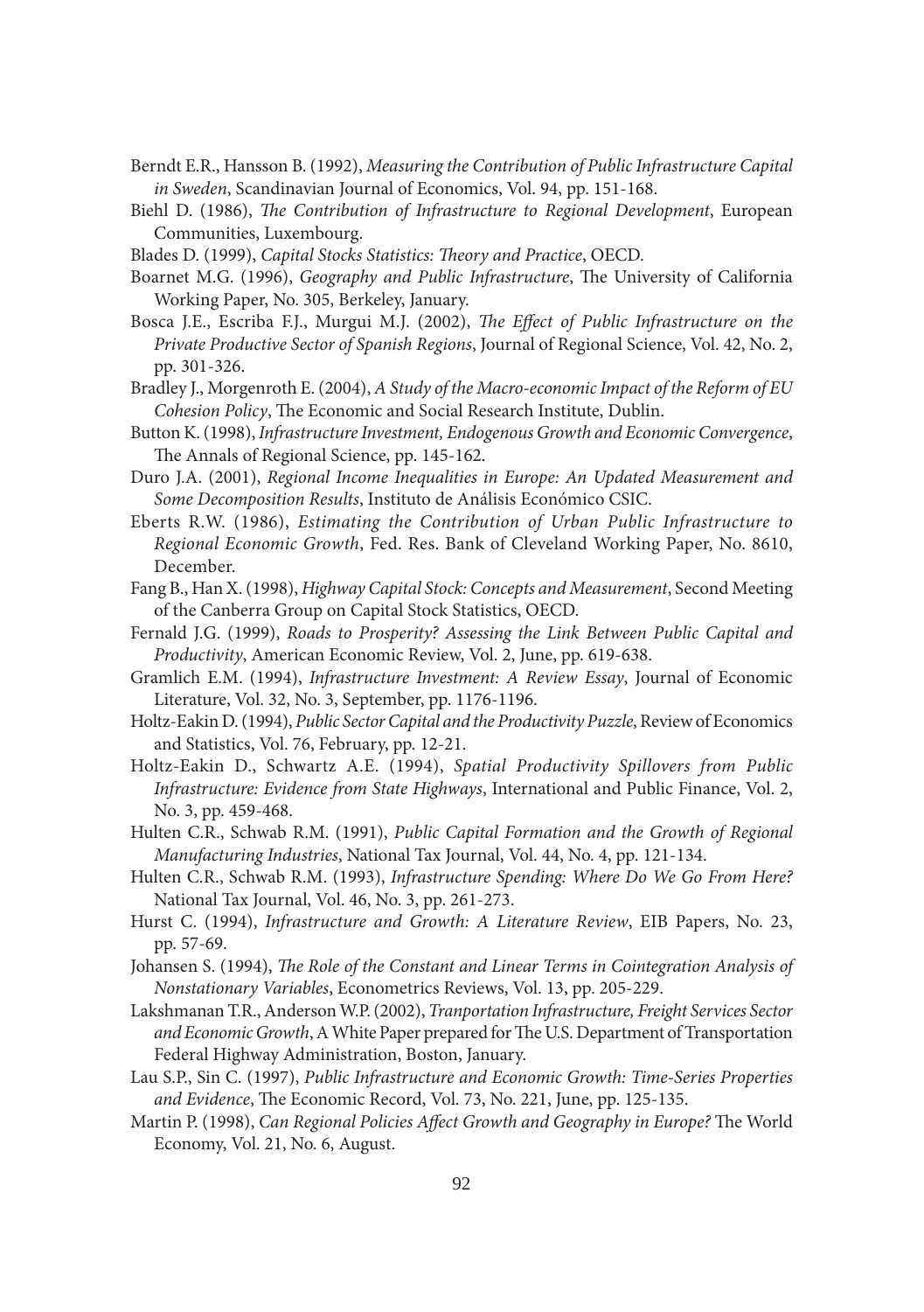Berndt E.R., Hansson B. (1992), *Measuring the Contribution of Public Infrastructure Capital in Sweden*, Scandinavian Journal of Economics, Vol. 94, pp. 151-168.

Biehl D. (1986), *The Contribution of Infrastructure to Regional Development*, European Communities, Luxembourg.

Blades D. (1999), *Capital Stocks Statistics: Theory and Practice*, OECD.

Boarnet M.G. (1996), *Geography and Public Infrastructure*, The University of California Working Paper, No. 305, Berkeley, January.

Bosca J.E., Escriba F.J., Murgui M.J. (2002), *The Effect of Public Infrastructure on the Private Productive Sector of Spanish Regions*, Journal of Regional Science, Vol. 42, No. 2, pp. 301-326.

Bradley J., Morgenroth E. (2004), *A Study of the Macro-economic Impact of the Reform of EU Cohesion Policy*, The Economic and Social Research Institute, Dublin.

Button K. (1998), *Infrastructure Investment, Endogenous Growth and Economic Convergence*, The Annals of Regional Science, pp. 145-162.

Duro J.A. (2001), *Regional Income Inequalities in Europe: An Updated Measurement and Some Decomposition Results*, Instituto de Análisis Económico CSIC.

Eberts R.W. (1986), *Estimating the Contribution of Urban Public Infrastructure to Regional Economic Growth*, Fed. Res. Bank of Cleveland Working Paper, No. 8610, December.

Fang B., Han X. (1998), *Highway Capital Stock: Concepts and Measurement*, Second Meeting of the Canberra Group on Capital Stock Statistics, OECD.

Fernald J.G. (1999), *Roads to Prosperity? Assessing the Link Between Public Capital and Productivity*, American Economic Review, Vol. 2, June, pp. 619-638.

Gramlich E.M. (1994), *Infrastructure Investment: A Review Essay*, Journal of Economic Literature, Vol. 32, No. 3, September, pp. 1176-1196.

Holtz-Eakin D. (1994), *Public Sector Capital and the Productivity Puzzle*, Review of Economics and Statistics, Vol. 76, February, pp. 12-21.

Holtz-Eakin D., Schwartz A.E. (1994), *Spatial Productivity Spillovers from Public Infrastructure: Evidence from State Highways*, International and Public Finance, Vol. 2, No. 3, pp. 459-468.

Hulten C.R., Schwab R.M. (1991), *Public Capital Formation and the Growth of Regional Manufacturing Industries*, National Tax Journal, Vol. 44, No. 4, pp. 121-134.

Hulten C.R., Schwab R.M. (1993), *Infrastructure Spending: Where Do We Go From Here?* National Tax Journal, Vol. 46, No. 3, pp. 261-273.

Hurst C. (1994), *Infrastructure and Growth: A Literature Review*, EIB Papers, No. 23, pp. 57-69.

Johansen S. (1994), *The Role of the Constant and Linear Terms in Cointegration Analysis of Nonstationary Variables*, Econometrics Reviews, Vol. 13, pp. 205-229.

Lakshmanan T.R., Anderson W.P. (2002), *Tranportation Infrastructure, Freight Services Sector and Economic Growth*, A White Paper prepared for The U.S. Department of Transportation Federal Highway Administration, Boston, January.

Lau S.P., Sin C. (1997), *Public Infrastructure and Economic Growth: Time-Series Properties and Evidence*, The Economic Record, Vol. 73, No. 221, June, pp. 125-135.

Martin P. (1998), *Can Regional Policies Affect Growth and Geography in Europe?* The World Economy, Vol. 21, No. 6, August.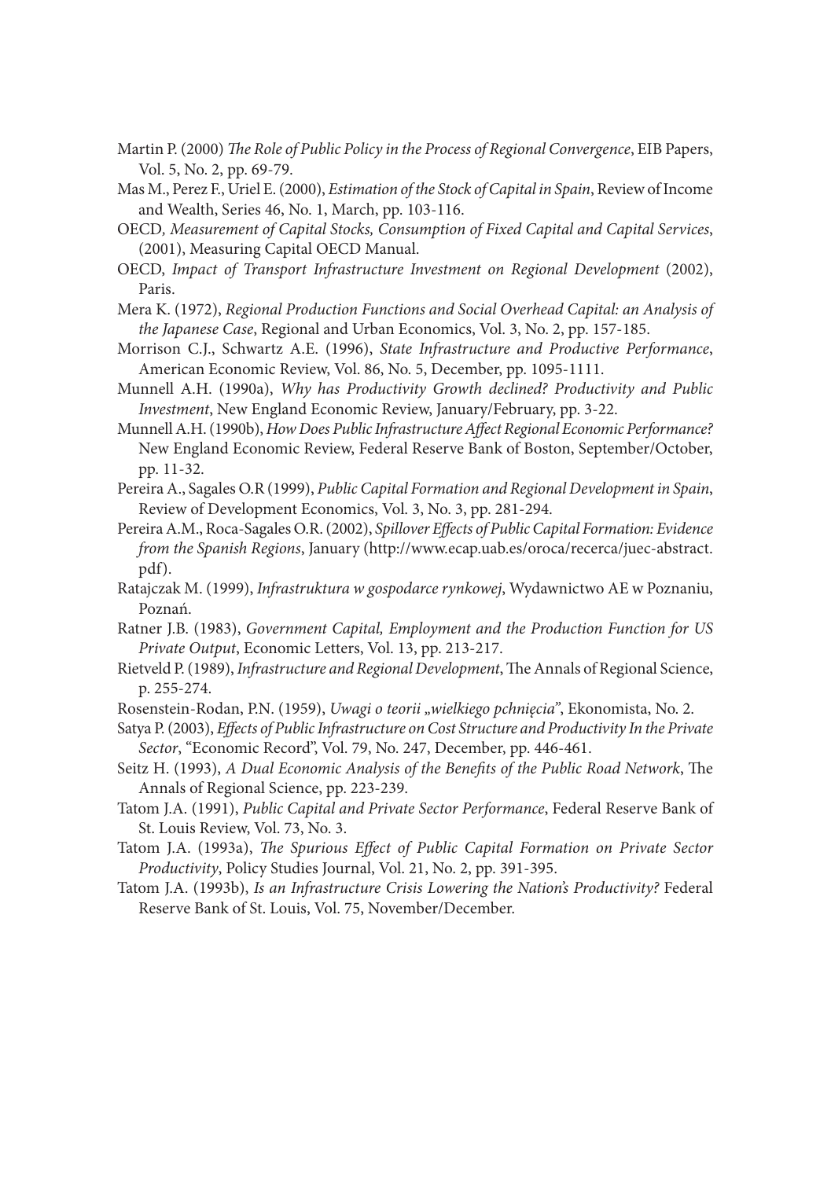Martin P. (2000) *The Role of Public Policy in the Process of Regional Convergence*, EIB Papers, Vol. 5, No. 2, pp. 69-79.

Mas M., Perez F., Uriel E. (2000), *Estimation of the Stock of Capital in Spain*, Review of Income and Wealth, Series 46, No. 1, March, pp. 103-116.

OECD*, Measurement of Capital Stocks, Consumption of Fixed Capital and Capital Services*, (2001), Measuring Capital OECD Manual.

OECD, *Impact of Transport Infrastructure Investment on Regional Development* (2002), Paris.

Mera K. (1972), *Regional Production Functions and Social Overhead Capital: an Analysis of the Japanese Case*, Regional and Urban Economics, Vol. 3, No. 2, pp. 157-185.

Morrison C.J., Schwartz A.E. (1996), *State Infrastructure and Productive Performance*, American Economic Review, Vol. 86, No. 5, December, pp. 1095-1111.

Munnell A.H. (1990a), *Why has Productivity Growth declined? Productivity and Public Investment*, New England Economic Review, January/February, pp. 3-22.

Munnell A.H. (1990b), *How Does Public Infrastructure Affect Regional Economic Performance?* New England Economic Review, Federal Reserve Bank of Boston, September/October, pp. 11-32.

Pereira A., Sagales O.R (1999), *Public Capital Formation and Regional Development in Spain*, Review of Development Economics, Vol. 3, No. 3, pp. 281-294.

Pereira A.M., Roca-Sagales O.R. (2002), *Spillover Effects of Public Capital Formation: Evidence from the Spanish Regions*, January (http://www.ecap.uab.es/oroca/recerca/juec-abstract.pdf).

Ratajczak M. (1999), *Infrastruktura w gospodarce rynkowej*, Wydawnictwo AE w Poznaniu, Poznań.

Ratner J.B. (1983), *Government Capital, Employment and the Production Function for US Private Output*, Economic Letters, Vol. 13, pp. 213-217.

Rietveld P. (1989), *Infrastructure and Regional Development*, The Annals of Regional Science, p. 255-274.

Rosenstein-Rodan, P.N. (1959), *Uwagi o teorii „wielkiego pchnięcia"*, Ekonomista, No. 2.

Satya P. (2003), *Effects of Public Infrastructure on Cost Structure and Productivity In the Private Sector*, "Economic Record", Vol. 79, No. 247, December, pp. 446-461.

Seitz H. (1993), *A Dual Economic Analysis of the Benefits of the Public Road Network*, The Annals of Regional Science, pp. 223-239.

Tatom J.A. (1991), *Public Capital and Private Sector Performance*, Federal Reserve Bank of St. Louis Review, Vol. 73, No. 3.

Tatom J.A. (1993a), *The Spurious Effect of Public Capital Formation on Private Sector Productivity*, Policy Studies Journal, Vol. 21, No. 2, pp. 391-395.

Tatom J.A. (1993b), *Is an Infrastructure Crisis Lowering the Nation's Productivity?* Federal Reserve Bank of St. Louis, Vol. 75, November/December.